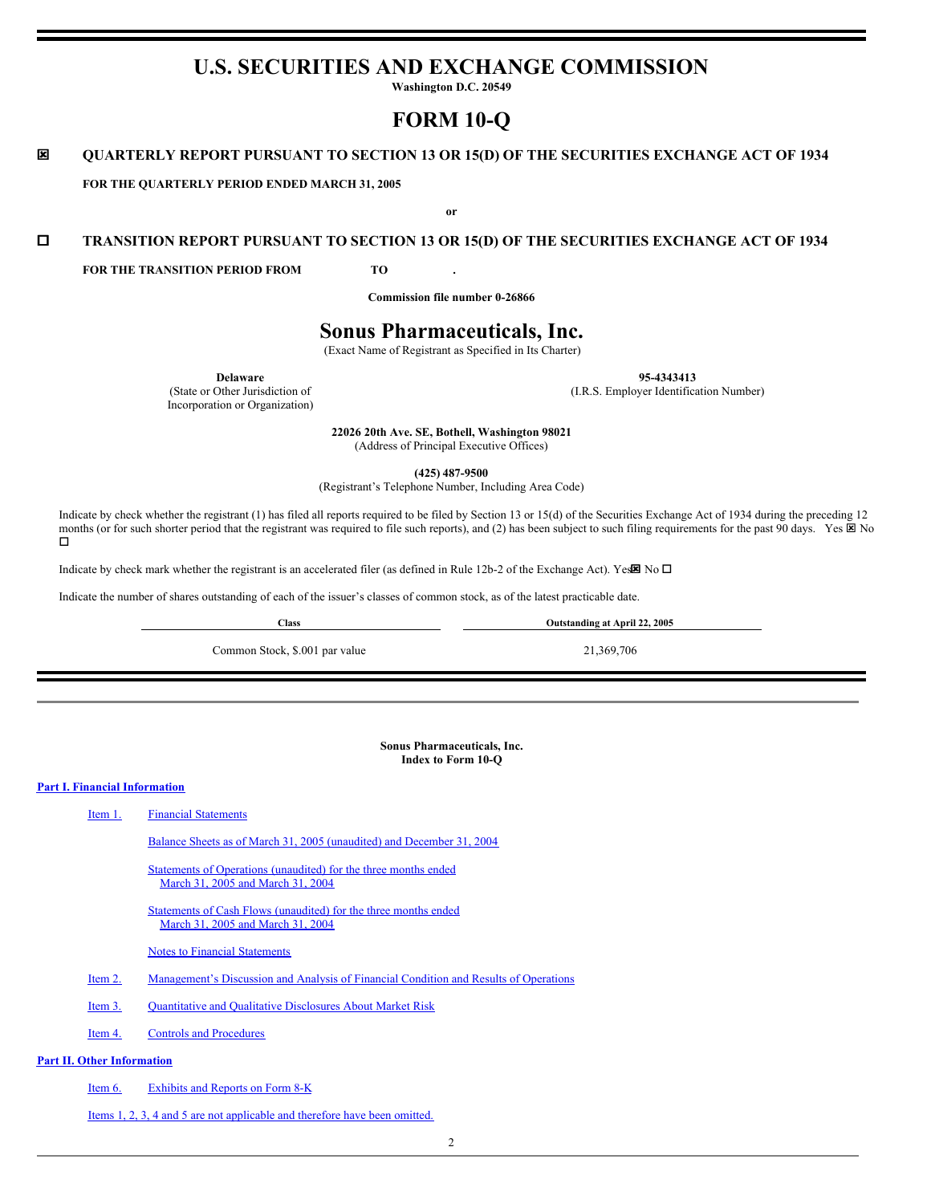# U.S. SECURITIES AND EXCHANGE COMMISSION

**Washington D.C. 20549**

# FORM 10-Q

☒ **QUARTERLY REPORT PURSUANT TO SECTION 13 OR 15(D) OF THE SECURITIES EXCHANGE ACT OF 1934**

**FOR THE QUARTERLY PERIOD ENDED MARCH 31, 2005**

**or**

☐ **TRANSITION REPORT PURSUANT TO SECTION 13 OR 15(D) OF THE SECURITIES EXCHANGE ACT OF 1934**

**FOR THE TRANSITION PERIOD FROM TO .**

**Commission file number 0-26866**

# Sonus Pharmaceuticals, Inc.

(Exact Name of Registrant as Specified in Its Charter)

| **Delaware** | **95-4343413** |
|---|---|
| (State or Other Jurisdiction of Incorporation or Organization) | (I.R.S. Employer Identification Number) |

**22026 20th Ave. SE, Bothell, Washington 98021**
(Address of Principal Executive Offices)

**(425) 487-9500**
(Registrant's Telephone Number, Including Area Code)

Indicate by check whether the registrant (1) has filed all reports required to be filed by Section 13 or 15(d) of the Securities Exchange Act of 1934 during the preceding 12 months (or for such shorter period that the registrant was required to file such reports), and (2) has been subject to such filing requirements for the past 90 days. Yes ☒ No ☐

Indicate by check mark whether the registrant is an accelerated filer (as defined in Rule 12b-2 of the Exchange Act). Yes☒ No ☐

Indicate the number of shares outstanding of each of the issuer's classes of common stock, as of the latest practicable date.

| Class | Outstanding at April 22, 2005 |
|---|---|
| Common Stock, $.001 par value | 21,369,706 |

**Sonus Pharmaceuticals, Inc.**
**Index to Form 10-Q**

**Part I. Financial Information**

- Item 1. Financial Statements
  - Balance Sheets as of March 31, 2005 (unaudited) and December 31, 2004
  - Statements of Operations (unaudited) for the three months ended March 31, 2005 and March 31, 2004
  - Statements of Cash Flows (unaudited) for the three months ended March 31, 2005 and March 31, 2004
  - Notes to Financial Statements
- Item 2. Management's Discussion and Analysis of Financial Condition and Results of Operations
- Item 3. Quantitative and Qualitative Disclosures About Market Risk
- Item 4. Controls and Procedures

**Part II. Other Information**

- Item 6. Exhibits and Reports on Form 8-K

Items 1, 2, 3, 4 and 5 are not applicable and therefore have been omitted.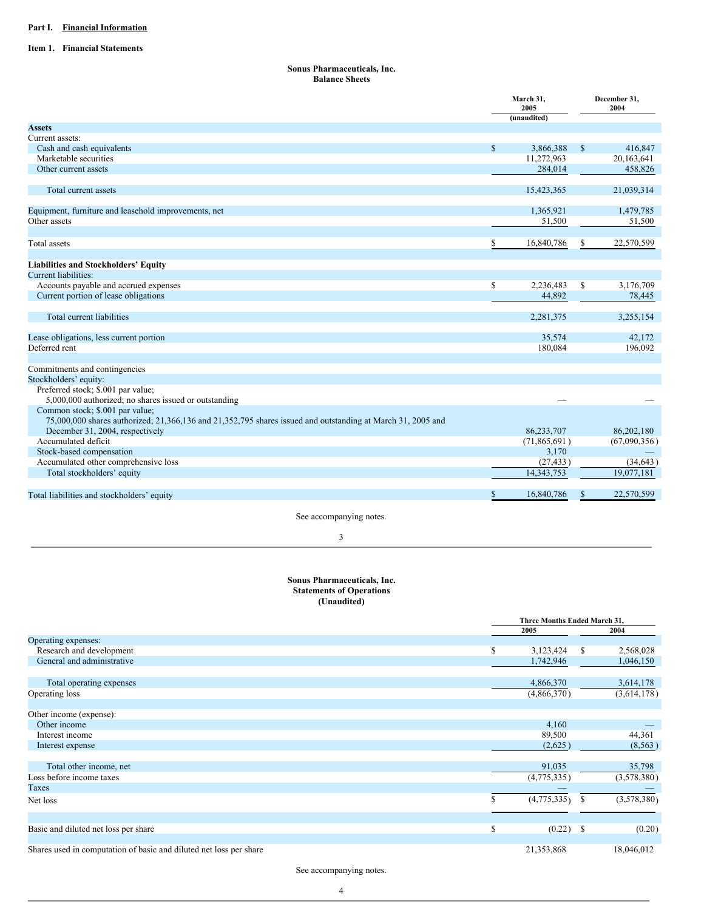**Part I. Financial Information**

**Item 1. Financial Statements**

**Sonus Pharmaceuticals, Inc.**
**Balance Sheets**

| | March 31, 2005 (unaudited) | December 31, 2004 |
|---|---|---|
| **Assets** | | |
| Current assets: | | |
| Cash and cash equivalents | $ 3,866,388 | $ 416,847 |
| Marketable securities | 11,272,963 | 20,163,641 |
| Other current assets | 284,014 | 458,826 |
| Total current assets | 15,423,365 | 21,039,314 |
| Equipment, furniture and leasehold improvements, net | 1,365,921 | 1,479,785 |
| Other assets | 51,500 | 51,500 |
| Total assets | $ 16,840,786 | $ 22,570,599 |
| **Liabilities and Stockholders' Equity** | | |
| Current liabilities: | | |
| Accounts payable and accrued expenses | $ 2,236,483 | $ 3,176,709 |
| Current portion of lease obligations | 44,892 | 78,445 |
| Total current liabilities | 2,281,375 | 3,255,154 |
| Lease obligations, less current portion | 35,574 | 42,172 |
| Deferred rent | 180,084 | 196,092 |
| Commitments and contingencies | | |
| Stockholders' equity: | | |
| Preferred stock; $.001 par value; 5,000,000 authorized; no shares issued or outstanding | — | — |
| Common stock; $.001 par value; 75,000,000 shares authorized; 21,366,136 and 21,352,795 shares issued and outstanding at March 31, 2005 and December 31, 2004, respectively | 86,233,707 | 86,202,180 |
| Accumulated deficit | (71,865,691) | (67,090,356) |
| Stock-based compensation | 3,170 | — |
| Accumulated other comprehensive loss | (27,433) | (34,643) |
| Total stockholders' equity | 14,343,753 | 19,077,181 |
| Total liabilities and stockholders' equity | $ 16,840,786 | $ 22,570,599 |

See accompanying notes.

**Sonus Pharmaceuticals, Inc.**
**Statements of Operations**
**(Unaudited)**

| | Three Months Ended March 31, | |
|---|---|---|
| | 2005 | 2004 |
| Operating expenses: | | |
| Research and development | $ 3,123,424 | $ 2,568,028 |
| General and administrative | 1,742,946 | 1,046,150 |
| Total operating expenses | 4,866,370 | 3,614,178 |
| Operating loss | (4,866,370) | (3,614,178) |
| Other income (expense): | | |
| Other income | 4,160 | — |
| Interest income | 89,500 | 44,361 |
| Interest expense | (2,625) | (8,563) |
| Total other income, net | 91,035 | 35,798 |
| Loss before income taxes | (4,775,335) | (3,578,380) |
| Taxes | — | — |
| Net loss | $ (4,775,335) | $ (3,578,380) |
| Basic and diluted net loss per share | $ (0.22) | $ (0.20) |
| Shares used in computation of basic and diluted net loss per share | 21,353,868 | 18,046,012 |

See accompanying notes.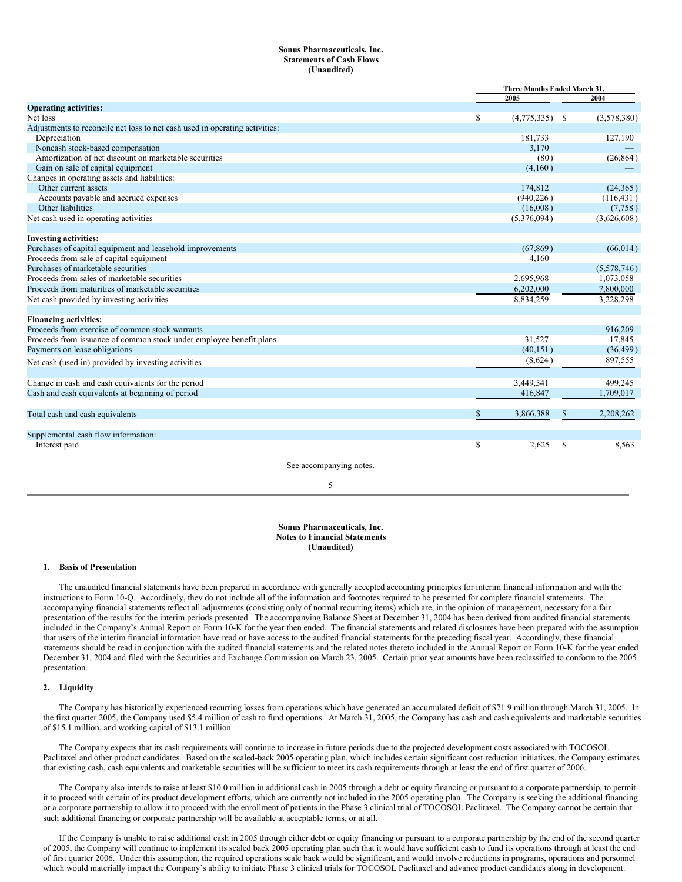**Sonus Pharmaceuticals, Inc.**
**Statements of Cash Flows**
**(Unaudited)**

| | Three Months Ended March 31, | |
|---|---|---|
| | 2005 | 2004 |
| **Operating activities:** | | |
| Net loss | $ (4,775,335) | $ (3,578,380) |
| Adjustments to reconcile net loss to net cash used in operating activities: | | |
| Depreciation | 181,733 | 127,190 |
| Noncash stock-based compensation | 3,170 | — |
| Amortization of net discount on marketable securities | (80) | (26,864) |
| Gain on sale of capital equipment | (4,160) | — |
| Changes in operating assets and liabilities: | | |
| Other current assets | 174,812 | (24,365) |
| Accounts payable and accrued expenses | (940,226) | (116,431) |
| Other liabilities | (16,008) | (7,758) |
| Net cash used in operating activities | (5,376,094) | (3,626,608) |
| **Investing activities:** | | |
| Purchases of capital equipment and leasehold improvements | (67,869) | (66,014) |
| Proceeds from sale of capital equipment | 4,160 | — |
| Purchases of marketable securities | — | (5,578,746) |
| Proceeds from sales of marketable securities | 2,695,968 | 1,073,058 |
| Proceeds from maturities of marketable securities | 6,202,000 | 7,800,000 |
| Net cash provided by investing activities | 8,834,259 | 3,228,298 |
| **Financing activities:** | | |
| Proceeds from exercise of common stock warrants | — | 916,209 |
| Proceeds from issuance of common stock under employee benefit plans | 31,527 | 17,845 |
| Payments on lease obligations | (40,151) | (36,499) |
| Net cash (used in) provided by investing activities | (8,624) | 897,555 |
| Change in cash and cash equivalents for the period | 3,449,541 | 499,245 |
| Cash and cash equivalents at beginning of period | 416,847 | 1,709,017 |
| Total cash and cash equivalents | $ 3,866,388 | $ 2,208,262 |
| Supplemental cash flow information: | | |
| Interest paid | $ 2,625 | $ 8,563 |

See accompanying notes.

**Sonus Pharmaceuticals, Inc.**
**Notes to Financial Statements**
**(Unaudited)**

## 1. Basis of Presentation

The unaudited financial statements have been prepared in accordance with generally accepted accounting principles for interim financial information and with the instructions to Form 10-Q. Accordingly, they do not include all of the information and footnotes required to be presented for complete financial statements. The accompanying financial statements reflect all adjustments (consisting only of normal recurring items) which are, in the opinion of management, necessary for a fair presentation of the results for the interim periods presented. The accompanying Balance Sheet at December 31, 2004 has been derived from audited financial statements included in the Company's Annual Report on Form 10-K for the year then ended. The financial statements and related disclosures have been prepared with the assumption that users of the interim financial information have read or have access to the audited financial statements for the preceding fiscal year. Accordingly, these financial statements should be read in conjunction with the audited financial statements and the related notes thereto included in the Annual Report on Form 10-K for the year ended December 31, 2004 and filed with the Securities and Exchange Commission on March 23, 2005. Certain prior year amounts have been reclassified to conform to the 2005 presentation.

## 2. Liquidity

The Company has historically experienced recurring losses from operations which have generated an accumulated deficit of $71.9 million through March 31, 2005. In the first quarter 2005, the Company used $5.4 million of cash to fund operations. At March 31, 2005, the Company has cash and cash equivalents and marketable securities of $15.1 million, and working capital of $13.1 million.

The Company expects that its cash requirements will continue to increase in future periods due to the projected development costs associated with TOCOSOL Paclitaxel and other product candidates. Based on the scaled-back 2005 operating plan, which includes certain significant cost reduction initiatives, the Company estimates that existing cash, cash equivalents and marketable securities will be sufficient to meet its cash requirements through at least the end of first quarter of 2006.

The Company also intends to raise at least $10.0 million in additional cash in 2005 through a debt or equity financing or pursuant to a corporate partnership, to permit it to proceed with certain of its product development efforts, which are currently not included in the 2005 operating plan. The Company is seeking the additional financing or a corporate partnership to allow it to proceed with the enrollment of patients in the Phase 3 clinical trial of TOCOSOL Paclitaxel. The Company cannot be certain that such additional financing or corporate partnership will be available at acceptable terms, or at all.

If the Company is unable to raise additional cash in 2005 through either debt or equity financing or pursuant to a corporate partnership by the end of the second quarter of 2005, the Company will continue to implement its scaled back 2005 operating plan such that it would have sufficient cash to fund its operations through at least the end of first quarter 2006. Under this assumption, the required operations scale back would be significant, and would involve reductions in programs, operations and personnel which would materially impact the Company's ability to initiate Phase 3 clinical trials for TOCOSOL Paclitaxel and advance product candidates along in development.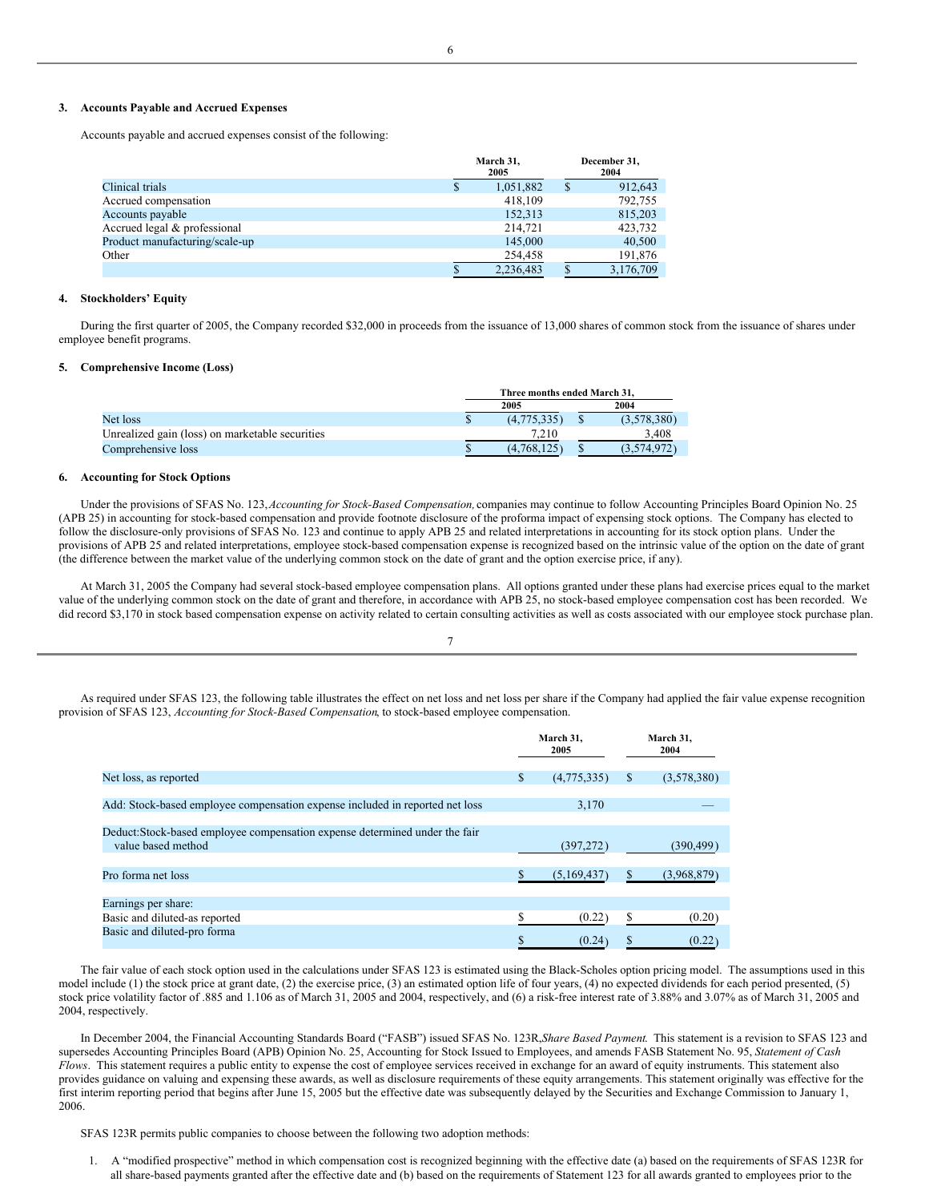### 3. Accounts Payable and Accrued Expenses

Accounts payable and accrued expenses consist of the following:

| | March 31, 2005 | December 31, 2004 |
|---|---|---|
| Clinical trials | $ 1,051,882 | $ 912,643 |
| Accrued compensation | 418,109 | 792,755 |
| Accounts payable | 152,313 | 815,203 |
| Accrued legal & professional | 214,721 | 423,732 |
| Product manufacturing/scale-up | 145,000 | 40,500 |
| Other | 254,458 | 191,876 |
| | $ 2,236,483 | $ 3,176,709 |

### 4. Stockholders' Equity

During the first quarter of 2005, the Company recorded $32,000 in proceeds from the issuance of 13,000 shares of common stock from the issuance of shares under employee benefit programs.

### 5. Comprehensive Income (Loss)

| | Three months ended March 31, | |
|---|---|---|
| | 2005 | 2004 |
| Net loss | $ (4,775,335) | $ (3,578,380) |
| Unrealized gain (loss) on marketable securities | 7,210 | 3,408 |
| Comprehensive loss | $ (4,768,125) | $ (3,574,972) |

### 6. Accounting for Stock Options

Under the provisions of SFAS No. 123, *Accounting for Stock-Based Compensation,* companies may continue to follow Accounting Principles Board Opinion No. 25 (APB 25) in accounting for stock-based compensation and provide footnote disclosure of the proforma impact of expensing stock options. The Company has elected to follow the disclosure-only provisions of SFAS No. 123 and continue to apply APB 25 and related interpretations in accounting for its stock option plans. Under the provisions of APB 25 and related interpretations, employee stock-based compensation expense is recognized based on the intrinsic value of the option on the date of grant (the difference between the market value of the underlying common stock on the date of grant and the option exercise price, if any).

At March 31, 2005 the Company had several stock-based employee compensation plans. All options granted under these plans had exercise prices equal to the market value of the underlying common stock on the date of grant and therefore, in accordance with APB 25, no stock-based employee compensation cost has been recorded. We did record $3,170 in stock based compensation expense on activity related to certain consulting activities as well as costs associated with our employee stock purchase plan.

As required under SFAS 123, the following table illustrates the effect on net loss and net loss per share if the Company had applied the fair value expense recognition provision of SFAS 123, *Accounting for Stock-Based Compensation*, to stock-based employee compensation.

| | March 31, 2005 | March 31, 2004 |
|---|---|---|
| Net loss, as reported | $ (4,775,335) | $ (3,578,380) |
| Add: Stock-based employee compensation expense included in reported net loss | 3,170 | — |
| Deduct: Stock-based employee compensation expense determined under the fair value based method | (397,272) | (390,499) |
| Pro forma net loss | $ (5,169,437) | $ (3,968,879) |
| Earnings per share: | | |
| Basic and diluted-as reported | $ (0.22) | $ (0.20) |
| Basic and diluted-pro forma | $ (0.24) | $ (0.22) |

The fair value of each stock option used in the calculations under SFAS 123 is estimated using the Black-Scholes option pricing model. The assumptions used in this model include (1) the stock price at grant date, (2) the exercise price, (3) an estimated option life of four years, (4) no expected dividends for each period presented, (5) stock price volatility factor of .885 and 1.106 as of March 31, 2005 and 2004, respectively, and (6) a risk-free interest rate of 3.88% and 3.07% as of March 31, 2005 and 2004, respectively.

In December 2004, the Financial Accounting Standards Board ("FASB") issued SFAS No. 123R, *Share Based Payment.* This statement is a revision to SFAS 123 and supersedes Accounting Principles Board (APB) Opinion No. 25, Accounting for Stock Issued to Employees, and amends FASB Statement No. 95, *Statement of Cash Flows*. This statement requires a public entity to expense the cost of employee services received in exchange for an award of equity instruments. This statement also provides guidance on valuing and expensing these awards, as well as disclosure requirements of these equity arrangements. This statement originally was effective for the first interim reporting period that begins after June 15, 2005 but the effective date was subsequently delayed by the Securities and Exchange Commission to January 1, 2006.

SFAS 123R permits public companies to choose between the following two adoption methods:

1. A "modified prospective" method in which compensation cost is recognized beginning with the effective date (a) based on the requirements of SFAS 123R for all share-based payments granted after the effective date and (b) based on the requirements of Statement 123 for all awards granted to employees prior to the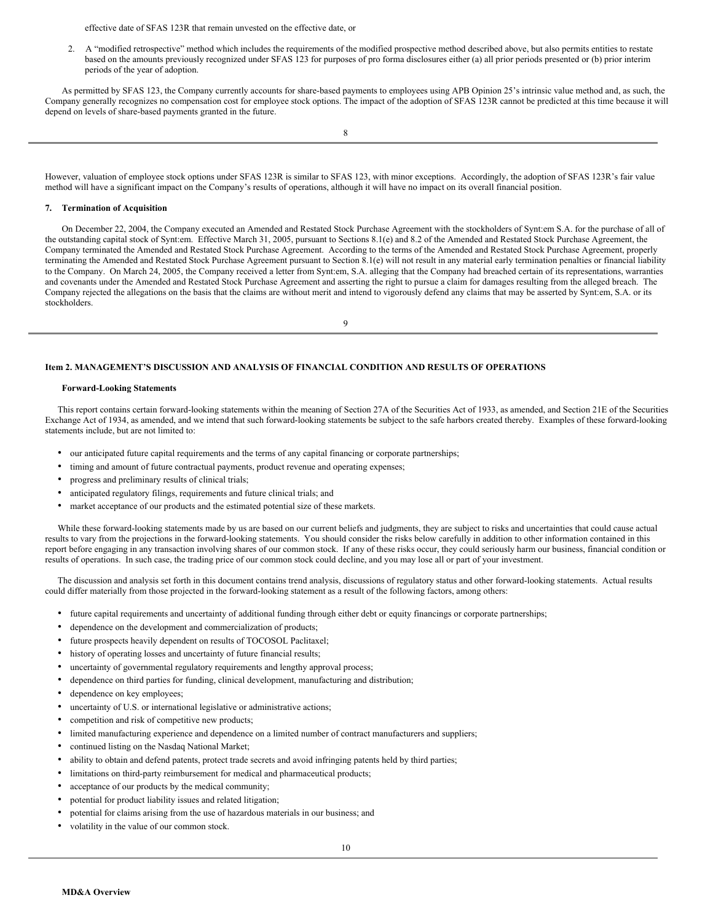effective date of SFAS 123R that remain unvested on the effective date, or

2. A "modified retrospective" method which includes the requirements of the modified prospective method described above, but also permits entities to restate based on the amounts previously recognized under SFAS 123 for purposes of pro forma disclosures either (a) all prior periods presented or (b) prior interim periods of the year of adoption.

As permitted by SFAS 123, the Company currently accounts for share-based payments to employees using APB Opinion 25's intrinsic value method and, as such, the Company generally recognizes no compensation cost for employee stock options. The impact of the adoption of SFAS 123R cannot be predicted at this time because it will depend on levels of share-based payments granted in the future.

However, valuation of employee stock options under SFAS 123R is similar to SFAS 123, with minor exceptions. Accordingly, the adoption of SFAS 123R's fair value method will have a significant impact on the Company's results of operations, although it will have no impact on its overall financial position.

**7. Termination of Acquisition**

On December 22, 2004, the Company executed an Amended and Restated Stock Purchase Agreement with the stockholders of Synt:em S.A. for the purchase of all of the outstanding capital stock of Synt:em. Effective March 31, 2005, pursuant to Sections 8.1(e) and 8.2 of the Amended and Restated Stock Purchase Agreement, the Company terminated the Amended and Restated Stock Purchase Agreement. According to the terms of the Amended and Restated Stock Purchase Agreement, properly terminating the Amended and Restated Stock Purchase Agreement pursuant to Section 8.1(e) will not result in any material early termination penalties or financial liability to the Company. On March 24, 2005, the Company received a letter from Synt:em, S.A. alleging that the Company had breached certain of its representations, warranties and covenants under the Amended and Restated Stock Purchase Agreement and asserting the right to pursue a claim for damages resulting from the alleged breach. The Company rejected the allegations on the basis that the claims are without merit and intend to vigorously defend any claims that may be asserted by Synt:em, S.A. or its stockholders.

## Item 2. MANAGEMENT'S DISCUSSION AND ANALYSIS OF FINANCIAL CONDITION AND RESULTS OF OPERATIONS

**Forward-Looking Statements**

This report contains certain forward-looking statements within the meaning of Section 27A of the Securities Act of 1933, as amended, and Section 21E of the Securities Exchange Act of 1934, as amended, and we intend that such forward-looking statements be subject to the safe harbors created thereby. Examples of these forward-looking statements include, but are not limited to:

- our anticipated future capital requirements and the terms of any capital financing or corporate partnerships;
- timing and amount of future contractual payments, product revenue and operating expenses;
- progress and preliminary results of clinical trials;
- anticipated regulatory filings, requirements and future clinical trials; and
- market acceptance of our products and the estimated potential size of these markets.

While these forward-looking statements made by us are based on our current beliefs and judgments, they are subject to risks and uncertainties that could cause actual results to vary from the projections in the forward-looking statements. You should consider the risks below carefully in addition to other information contained in this report before engaging in any transaction involving shares of our common stock. If any of these risks occur, they could seriously harm our business, financial condition or results of operations. In such case, the trading price of our common stock could decline, and you may lose all or part of your investment.

The discussion and analysis set forth in this document contains trend analysis, discussions of regulatory status and other forward-looking statements. Actual results could differ materially from those projected in the forward-looking statement as a result of the following factors, among others:

- future capital requirements and uncertainty of additional funding through either debt or equity financings or corporate partnerships;
- dependence on the development and commercialization of products;
- future prospects heavily dependent on results of TOCOSOL Paclitaxel;
- history of operating losses and uncertainty of future financial results;
- uncertainty of governmental regulatory requirements and lengthy approval process;
- dependence on third parties for funding, clinical development, manufacturing and distribution;
- dependence on key employees;
- uncertainty of U.S. or international legislative or administrative actions;
- competition and risk of competitive new products;
- limited manufacturing experience and dependence on a limited number of contract manufacturers and suppliers;
- continued listing on the Nasdaq National Market;
- ability to obtain and defend patents, protect trade secrets and avoid infringing patents held by third parties;
- limitations on third-party reimbursement for medical and pharmaceutical products;
- acceptance of our products by the medical community;
- potential for product liability issues and related litigation;
- potential for claims arising from the use of hazardous materials in our business; and
- volatility in the value of our common stock.

**MD&A Overview**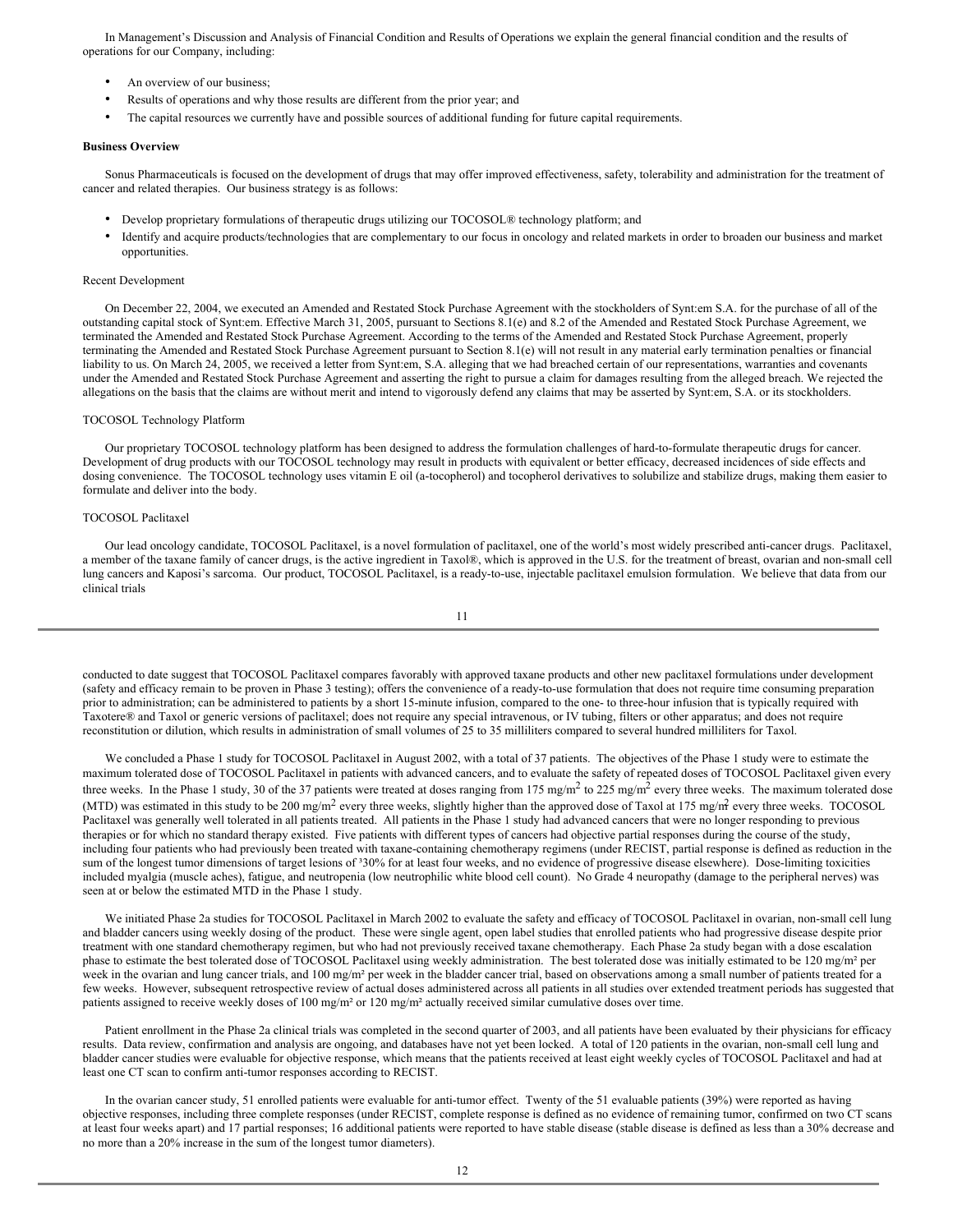In Management's Discussion and Analysis of Financial Condition and Results of Operations we explain the general financial condition and the results of operations for our Company, including:

- An overview of our business;
- Results of operations and why those results are different from the prior year; and
- The capital resources we currently have and possible sources of additional funding for future capital requirements.

**Business Overview**

Sonus Pharmaceuticals is focused on the development of drugs that may offer improved effectiveness, safety, tolerability and administration for the treatment of cancer and related therapies. Our business strategy is as follows:

- Develop proprietary formulations of therapeutic drugs utilizing our TOCOSOL® technology platform; and
- Identify and acquire products/technologies that are complementary to our focus in oncology and related markets in order to broaden our business and market opportunities.

Recent Development

On December 22, 2004, we executed an Amended and Restated Stock Purchase Agreement with the stockholders of Synt:em S.A. for the purchase of all of the outstanding capital stock of Synt:em. Effective March 31, 2005, pursuant to Sections 8.1(e) and 8.2 of the Amended and Restated Stock Purchase Agreement, we terminated the Amended and Restated Stock Purchase Agreement. According to the terms of the Amended and Restated Stock Purchase Agreement, properly terminating the Amended and Restated Stock Purchase Agreement pursuant to Section 8.1(e) will not result in any material early termination penalties or financial liability to us. On March 24, 2005, we received a letter from Synt:em, S.A. alleging that we had breached certain of our representations, warranties and covenants under the Amended and Restated Stock Purchase Agreement and asserting the right to pursue a claim for damages resulting from the alleged breach. We rejected the allegations on the basis that the claims are without merit and intend to vigorously defend any claims that may be asserted by Synt:em, S.A. or its stockholders.

TOCOSOL Technology Platform

Our proprietary TOCOSOL technology platform has been designed to address the formulation challenges of hard-to-formulate therapeutic drugs for cancer. Development of drug products with our TOCOSOL technology may result in products with equivalent or better efficacy, decreased incidences of side effects and dosing convenience. The TOCOSOL technology uses vitamin E oil (a-tocopherol) and tocopherol derivatives to solubilize and stabilize drugs, making them easier to formulate and deliver into the body.

TOCOSOL Paclitaxel

Our lead oncology candidate, TOCOSOL Paclitaxel, is a novel formulation of paclitaxel, one of the world's most widely prescribed anti-cancer drugs. Paclitaxel, a member of the taxane family of cancer drugs, is the active ingredient in Taxol®, which is approved in the U.S. for the treatment of breast, ovarian and non-small cell lung cancers and Kaposi's sarcoma. Our product, TOCOSOL Paclitaxel, is a ready-to-use, injectable paclitaxel emulsion formulation. We believe that data from our clinical trials conducted to date suggest that TOCOSOL Paclitaxel compares favorably with approved taxane products and other new paclitaxel formulations under development (safety and efficacy remain to be proven in Phase 3 testing); offers the convenience of a ready-to-use formulation that does not require time consuming preparation prior to administration; can be administered to patients by a short 15-minute infusion, compared to the one- to three-hour infusion that is typically required with Taxotere® and Taxol or generic versions of paclitaxel; does not require any special intravenous, or IV tubing, filters or other apparatus; and does not require reconstitution or dilution, which results in administration of small volumes of 25 to 35 milliliters compared to several hundred milliliters for Taxol.

We concluded a Phase 1 study for TOCOSOL Paclitaxel in August 2002, with a total of 37 patients. The objectives of the Phase 1 study were to estimate the maximum tolerated dose of TOCOSOL Paclitaxel in patients with advanced cancers, and to evaluate the safety of repeated doses of TOCOSOL Paclitaxel given every three weeks. In the Phase 1 study, 30 of the 37 patients were treated at doses ranging from 175 mg/m$^2$ to 225 mg/m$^2$ every three weeks. The maximum tolerated dose (MTD) was estimated in this study to be 200 mg/m$^2$ every three weeks, slightly higher than the approved dose of Taxol at 175 mg/m$^2$ every three weeks. TOCOSOL Paclitaxel was generally well tolerated in all patients treated. All patients in the Phase 1 study had advanced cancers that were no longer responding to previous therapies or for which no standard therapy existed. Five patients with different types of cancers had objective partial responses during the course of the study, including four patients who had previously been treated with taxane-containing chemotherapy regimens (under RECIST, partial response is defined as reduction in the sum of the longest tumor dimensions of target lesions of ³30% for at least four weeks, and no evidence of progressive disease elsewhere). Dose-limiting toxicities included myalgia (muscle aches), fatigue, and neutropenia (low neutrophilic white blood cell count). No Grade 4 neuropathy (damage to the peripheral nerves) was seen at or below the estimated MTD in the Phase 1 study.

We initiated Phase 2a studies for TOCOSOL Paclitaxel in March 2002 to evaluate the safety and efficacy of TOCOSOL Paclitaxel in ovarian, non-small cell lung and bladder cancers using weekly dosing of the product. These were single agent, open label studies that enrolled patients who had progressive disease despite prior treatment with one standard chemotherapy regimen, but who had not previously received taxane chemotherapy. Each Phase 2a study began with a dose escalation phase to estimate the best tolerated dose of TOCOSOL Paclitaxel using weekly administration. The best tolerated dose was initially estimated to be 120 mg/m² per week in the ovarian and lung cancer trials, and 100 mg/m² per week in the bladder cancer trial, based on observations among a small number of patients treated for a few weeks. However, subsequent retrospective review of actual doses administered across all patients in all studies over extended treatment periods has suggested that patients assigned to receive weekly doses of 100 mg/m² or 120 mg/m² actually received similar cumulative doses over time.

Patient enrollment in the Phase 2a clinical trials was completed in the second quarter of 2003, and all patients have been evaluated by their physicians for efficacy results. Data review, confirmation and analysis are ongoing, and databases have not yet been locked. A total of 120 patients in the ovarian, non-small cell lung and bladder cancer studies were evaluable for objective response, which means that the patients received at least eight weekly cycles of TOCOSOL Paclitaxel and had at least one CT scan to confirm anti-tumor responses according to RECIST.

In the ovarian cancer study, 51 enrolled patients were evaluable for anti-tumor effect. Twenty of the 51 evaluable patients (39%) were reported as having objective responses, including three complete responses (under RECIST, complete response is defined as no evidence of remaining tumor, confirmed on two CT scans at least four weeks apart) and 17 partial responses; 16 additional patients were reported to have stable disease (stable disease is defined as less than a 30% decrease and no more than a 20% increase in the sum of the longest tumor diameters).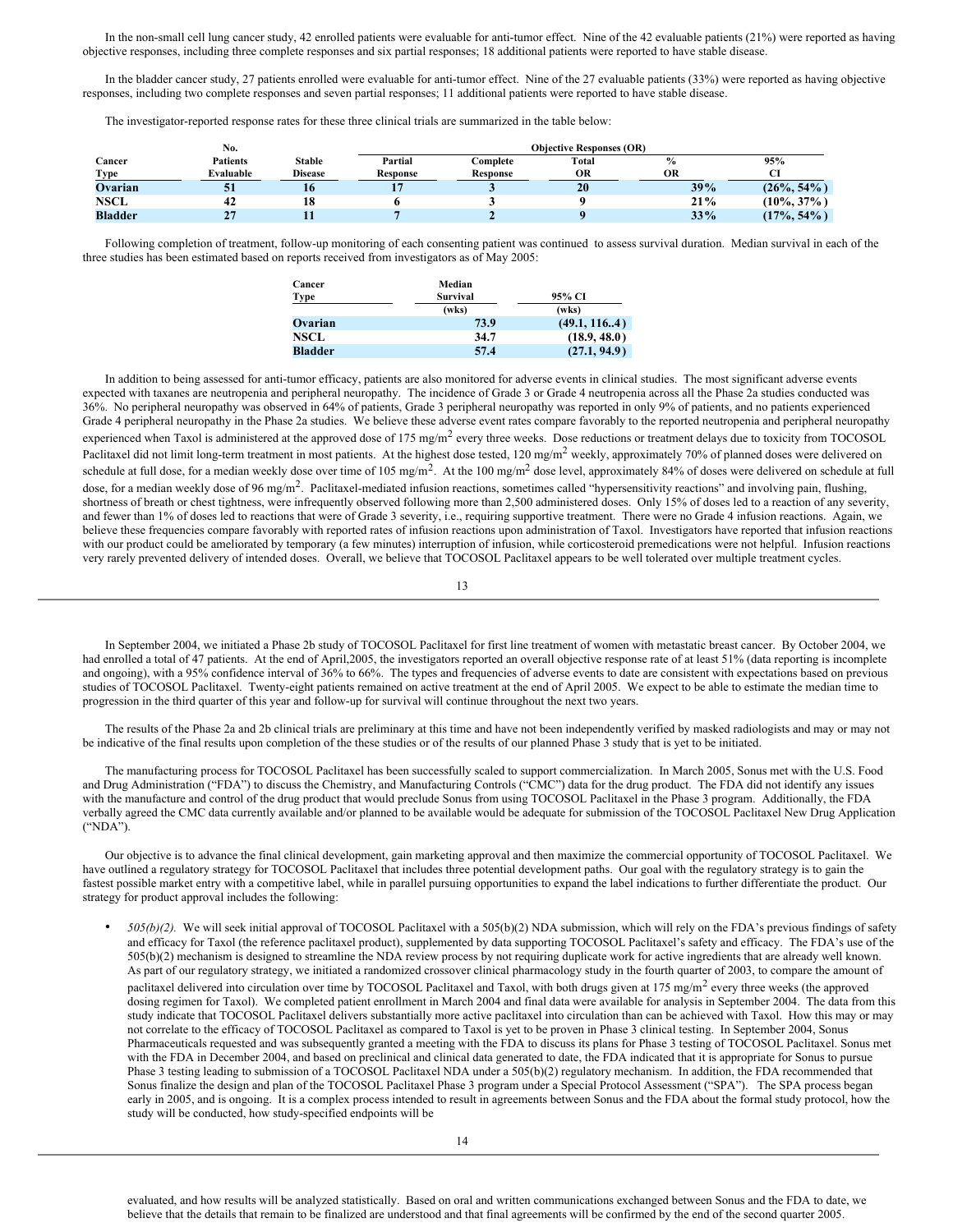In the non-small cell lung cancer study, 42 enrolled patients were evaluable for anti-tumor effect. Nine of the 42 evaluable patients (21%) were reported as having objective responses, including three complete responses and six partial responses; 18 additional patients were reported to have stable disease.

In the bladder cancer study, 27 patients enrolled were evaluable for anti-tumor effect. Nine of the 27 evaluable patients (33%) were reported as having objective responses, including two complete responses and seven partial responses; 11 additional patients were reported to have stable disease.

The investigator-reported response rates for these three clinical trials are summarized in the table below:

| Cancer Type | No. Patients Evaluable | Stable Disease | Objective Responses (OR) | | | | |
|---|---|---|---|---|---|---|---|
| | | | Partial Response | Complete Response | Total OR | % OR | 95% CI |
| **Ovarian** | **51** | **16** | **17** | **3** | **20** | **39%** | **(26%, 54%)** |
| **NSCL** | **42** | **18** | **6** | **3** | **9** | **21%** | **(10%, 37%)** |
| **Bladder** | **27** | **11** | **7** | **2** | **9** | **33%** | **(17%, 54%)** |

Following completion of treatment, follow-up monitoring of each consenting patient was continued to assess survival duration. Median survival in each of the three studies has been estimated based on reports received from investigators as of May 2005:

| Cancer Type | Median Survival (wks) | 95% CI (wks) |
|---|---|---|
| **Ovarian** | **73.9** | **(49.1, 116..4)** |
| **NSCL** | **34.7** | **(18.9, 48.0)** |
| **Bladder** | **57.4** | **(27.1, 94.9)** |

In addition to being assessed for anti-tumor efficacy, patients are also monitored for adverse events in clinical studies. The most significant adverse events expected with taxanes are neutropenia and peripheral neuropathy. The incidence of Grade 3 or Grade 4 neutropenia across all the Phase 2a studies conducted was 36%. No peripheral neuropathy was observed in 64% of patients, Grade 3 peripheral neuropathy was reported in only 9% of patients, and no patients experienced Grade 4 peripheral neuropathy in the Phase 2a studies. We believe these adverse event rates compare favorably to the reported neutropenia and peripheral neuropathy experienced when Taxol is administered at the approved dose of 175 mg/m$^2$ every three weeks. Dose reductions or treatment delays due to toxicity from TOCOSOL Paclitaxel did not limit long-term treatment in most patients. At the highest dose tested, 120 mg/m$^2$ weekly, approximately 70% of planned doses were delivered on schedule at full dose, for a median weekly dose over time of 105 mg/m$^2$. At the 100 mg/m$^2$ dose level, approximately 84% of doses were delivered on schedule at full dose, for a median weekly dose of 96 mg/m$^2$. Paclitaxel-mediated infusion reactions, sometimes called "hypersensitivity reactions" and involving pain, flushing, shortness of breath or chest tightness, were infrequently observed following more than 2,500 administered doses. Only 15% of doses led to a reaction of any severity, and fewer than 1% of doses led to reactions that were of Grade 3 severity, i.e., requiring supportive treatment. There were no Grade 4 infusion reactions. Again, we believe these frequencies compare favorably with reported rates of infusion reactions upon administration of Taxol. Investigators have reported that infusion reactions with our product could be ameliorated by temporary (a few minutes) interruption of infusion, while corticosteroid premedications were not helpful. Infusion reactions very rarely prevented delivery of intended doses. Overall, we believe that TOCOSOL Paclitaxel appears to be well tolerated over multiple treatment cycles.

In September 2004, we initiated a Phase 2b study of TOCOSOL Paclitaxel for first line treatment of women with metastatic breast cancer. By October 2004, we had enrolled a total of 47 patients. At the end of April,2005, the investigators reported an overall objective response rate of at least 51% (data reporting is incomplete and ongoing), with a 95% confidence interval of 36% to 66%. The types and frequencies of adverse events to date are consistent with expectations based on previous studies of TOCOSOL Paclitaxel. Twenty-eight patients remained on active treatment at the end of April 2005. We expect to be able to estimate the median time to progression in the third quarter of this year and follow-up for survival will continue throughout the next two years.

The results of the Phase 2a and 2b clinical trials are preliminary at this time and have not been independently verified by masked radiologists and may or may not be indicative of the final results upon completion of the these studies or of the results of our planned Phase 3 study that is yet to be initiated.

The manufacturing process for TOCOSOL Paclitaxel has been successfully scaled to support commercialization. In March 2005, Sonus met with the U.S. Food and Drug Administration ("FDA") to discuss the Chemistry, and Manufacturing Controls ("CMC") data for the drug product. The FDA did not identify any issues with the manufacture and control of the drug product that would preclude Sonus from using TOCOSOL Paclitaxel in the Phase 3 program. Additionally, the FDA verbally agreed the CMC data currently available and/or planned to be available would be adequate for submission of the TOCOSOL Paclitaxel New Drug Application ("NDA").

Our objective is to advance the final clinical development, gain marketing approval and then maximize the commercial opportunity of TOCOSOL Paclitaxel. We have outlined a regulatory strategy for TOCOSOL Paclitaxel that includes three potential development paths. Our goal with the regulatory strategy is to gain the fastest possible market entry with a competitive label, while in parallel pursuing opportunities to expand the label indications to further differentiate the product. Our strategy for product approval includes the following:

- *505(b)(2).* We will seek initial approval of TOCOSOL Paclitaxel with a 505(b)(2) NDA submission, which will rely on the FDA's previous findings of safety and efficacy for Taxol (the reference paclitaxel product), supplemented by data supporting TOCOSOL Paclitaxel's safety and efficacy. The FDA's use of the 505(b)(2) mechanism is designed to streamline the NDA review process by not requiring duplicate work for active ingredients that are already well known. As part of our regulatory strategy, we initiated a randomized crossover clinical pharmacology study in the fourth quarter of 2003, to compare the amount of paclitaxel delivered into circulation over time by TOCOSOL Paclitaxel and Taxol, with both drugs given at 175 mg/m$^2$ every three weeks (the approved dosing regimen for Taxol). We completed patient enrollment in March 2004 and final data were available for analysis in September 2004. The data from this study indicate that TOCOSOL Paclitaxel delivers substantially more active paclitaxel into circulation than can be achieved with Taxol. How this may or may not correlate to the efficacy of TOCOSOL Paclitaxel as compared to Taxol is yet to be proven in Phase 3 clinical testing. In September 2004, Sonus Pharmaceuticals requested and was subsequently granted a meeting with the FDA to discuss its plans for Phase 3 testing of TOCOSOL Paclitaxel. Sonus met with the FDA in December 2004, and based on preclinical and clinical data generated to date, the FDA indicated that it is appropriate for Sonus to pursue Phase 3 testing leading to submission of a TOCOSOL Paclitaxel NDA under a 505(b)(2) regulatory mechanism. In addition, the FDA recommended that Sonus finalize the design and plan of the TOCOSOL Paclitaxel Phase 3 program under a Special Protocol Assessment ("SPA"). The SPA process began early in 2005, and is ongoing. It is a complex process intended to result in agreements between Sonus and the FDA about the formal study protocol, how the study will be conducted, how study-specified endpoints will be evaluated, and how results will be analyzed statistically. Based on oral and written communications exchanged between Sonus and the FDA to date, we believe that the details that remain to be finalized are understood and that final agreements will be confirmed by the end of the second quarter 2005.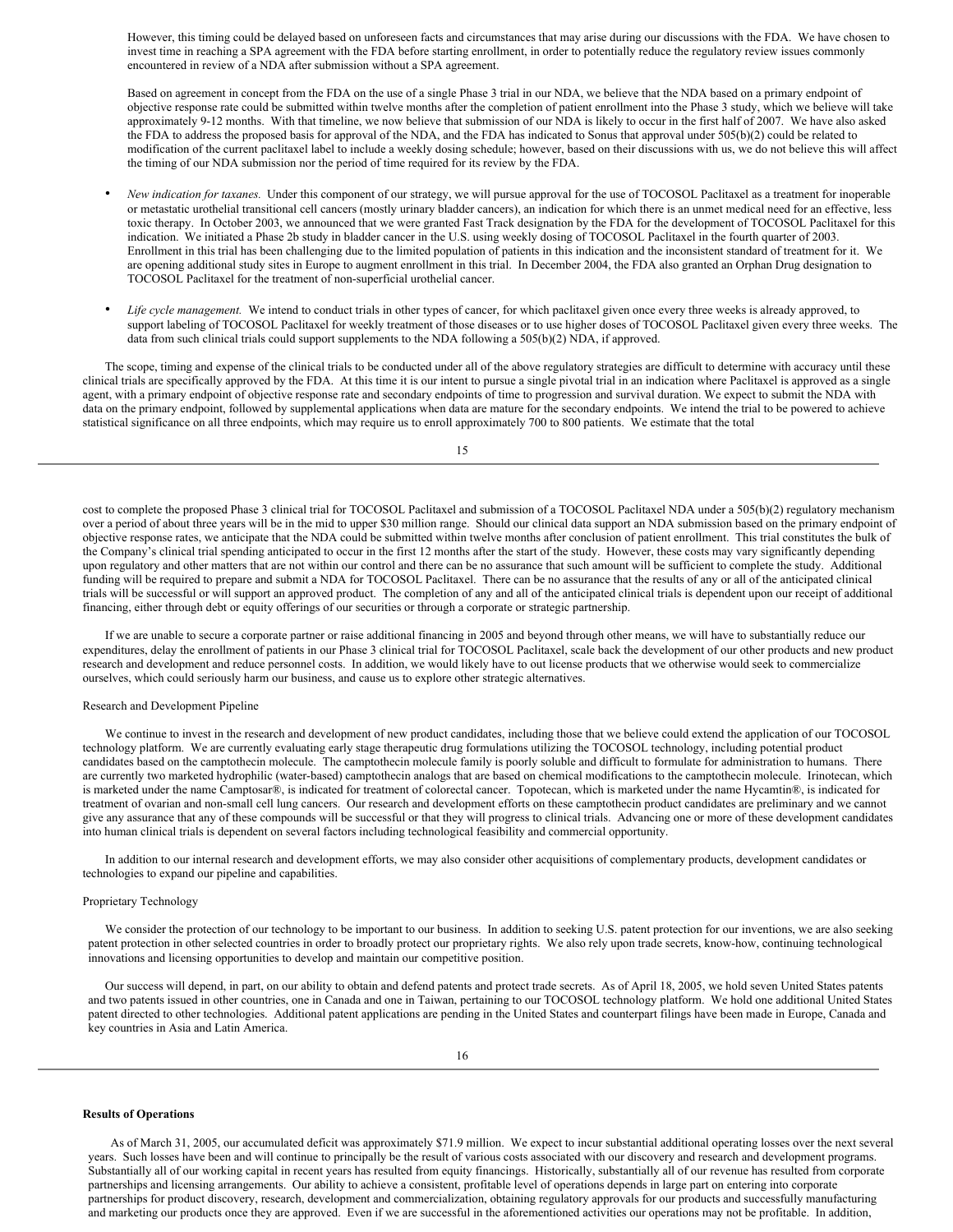However, this timing could be delayed based on unforeseen facts and circumstances that may arise during our discussions with the FDA. We have chosen to invest time in reaching a SPA agreement with the FDA before starting enrollment, in order to potentially reduce the regulatory review issues commonly encountered in review of a NDA after submission without a SPA agreement.

Based on agreement in concept from the FDA on the use of a single Phase 3 trial in our NDA, we believe that the NDA based on a primary endpoint of objective response rate could be submitted within twelve months after the completion of patient enrollment into the Phase 3 study, which we believe will take approximately 9-12 months. With that timeline, we now believe that submission of our NDA is likely to occur in the first half of 2007. We have also asked the FDA to address the proposed basis for approval of the NDA, and the FDA has indicated to Sonus that approval under 505(b)(2) could be related to modification of the current paclitaxel label to include a weekly dosing schedule; however, based on their discussions with us, we do not believe this will affect the timing of our NDA submission nor the period of time required for its review by the FDA.

- *New indication for taxanes.* Under this component of our strategy, we will pursue approval for the use of TOCOSOL Paclitaxel as a treatment for inoperable or metastatic urothelial transitional cell cancers (mostly urinary bladder cancers), an indication for which there is an unmet medical need for an effective, less toxic therapy. In October 2003, we announced that we were granted Fast Track designation by the FDA for the development of TOCOSOL Paclitaxel for this indication. We initiated a Phase 2b study in bladder cancer in the U.S. using weekly dosing of TOCOSOL Paclitaxel in the fourth quarter of 2003. Enrollment in this trial has been challenging due to the limited population of patients in this indication and the inconsistent standard of treatment for it. We are opening additional study sites in Europe to augment enrollment in this trial. In December 2004, the FDA also granted an Orphan Drug designation to TOCOSOL Paclitaxel for the treatment of non-superficial urothelial cancer.

- *Life cycle management.* We intend to conduct trials in other types of cancer, for which paclitaxel given once every three weeks is already approved, to support labeling of TOCOSOL Paclitaxel for weekly treatment of those diseases or to use higher doses of TOCOSOL Paclitaxel given every three weeks. The data from such clinical trials could support supplements to the NDA following a 505(b)(2) NDA, if approved.

The scope, timing and expense of the clinical trials to be conducted under all of the above regulatory strategies are difficult to determine with accuracy until these clinical trials are specifically approved by the FDA. At this time it is our intent to pursue a single pivotal trial in an indication where Paclitaxel is approved as a single agent, with a primary endpoint of objective response rate and secondary endpoints of time to progression and survival duration. We expect to submit the NDA with data on the primary endpoint, followed by supplemental applications when data are mature for the secondary endpoints. We intend the trial to be powered to achieve statistical significance on all three endpoints, which may require us to enroll approximately 700 to 800 patients. We estimate that the total cost to complete the proposed Phase 3 clinical trial for TOCOSOL Paclitaxel and submission of a TOCOSOL Paclitaxel NDA under a 505(b)(2) regulatory mechanism over a period of about three years will be in the mid to upper $30 million range. Should our clinical data support an NDA submission based on the primary endpoint of objective response rates, we anticipate that the NDA could be submitted within twelve months after conclusion of patient enrollment. This trial constitutes the bulk of the Company's clinical trial spending anticipated to occur in the first 12 months after the start of the study. However, these costs may vary significantly depending upon regulatory and other matters that are not within our control and there can be no assurance that such amount will be sufficient to complete the study. Additional funding will be required to prepare and submit a NDA for TOCOSOL Paclitaxel. There can be no assurance that the results of any or all of the anticipated clinical trials will be successful or will support an approved product. The completion of any and all of the anticipated clinical trials is dependent upon our receipt of additional financing, either through debt or equity offerings of our securities or through a corporate or strategic partnership.

If we are unable to secure a corporate partner or raise additional financing in 2005 and beyond through other means, we will have to substantially reduce our expenditures, delay the enrollment of patients in our Phase 3 clinical trial for TOCOSOL Paclitaxel, scale back the development of our other products and new product research and development and reduce personnel costs. In addition, we would likely have to out license products that we otherwise would seek to commercialize ourselves, which could seriously harm our business, and cause us to explore other strategic alternatives.

Research and Development Pipeline

We continue to invest in the research and development of new product candidates, including those that we believe could extend the application of our TOCOSOL technology platform. We are currently evaluating early stage therapeutic drug formulations utilizing the TOCOSOL technology, including potential product candidates based on the camptothecin molecule. The camptothecin molecule family is poorly soluble and difficult to formulate for administration to humans. There are currently two marketed hydrophilic (water-based) camptothecin analogs that are based on chemical modifications to the camptothecin molecule. Irinotecan, which is marketed under the name Camptosar®, is indicated for treatment of colorectal cancer. Topotecan, which is marketed under the name Hycamtin®, is indicated for treatment of ovarian and non-small cell lung cancers. Our research and development efforts on these camptothecin product candidates are preliminary and we cannot give any assurance that any of these compounds will be successful or that they will progress to clinical trials. Advancing one or more of these development candidates into human clinical trials is dependent on several factors including technological feasibility and commercial opportunity.

In addition to our internal research and development efforts, we may also consider other acquisitions of complementary products, development candidates or technologies to expand our pipeline and capabilities.

Proprietary Technology

We consider the protection of our technology to be important to our business. In addition to seeking U.S. patent protection for our inventions, we are also seeking patent protection in other selected countries in order to broadly protect our proprietary rights. We also rely upon trade secrets, know-how, continuing technological innovations and licensing opportunities to develop and maintain our competitive position.

Our success will depend, in part, on our ability to obtain and defend patents and protect trade secrets. As of April 18, 2005, we hold seven United States patents and two patents issued in other countries, one in Canada and one in Taiwan, pertaining to our TOCOSOL technology platform. We hold one additional United States patent directed to other technologies. Additional patent applications are pending in the United States and counterpart filings have been made in Europe, Canada and key countries in Asia and Latin America.

**Results of Operations**

As of March 31, 2005, our accumulated deficit was approximately $71.9 million. We expect to incur substantial additional operating losses over the next several years. Such losses have been and will continue to principally be the result of various costs associated with our discovery and research and development programs. Substantially all of our working capital in recent years has resulted from equity financings. Historically, substantially all of our revenue has resulted from corporate partnerships and licensing arrangements. Our ability to achieve a consistent, profitable level of operations depends in large part on entering into corporate partnerships for product discovery, research, development and commercialization, obtaining regulatory approvals for our products and successfully manufacturing and marketing our products once they are approved. Even if we are successful in the aforementioned activities our operations may not be profitable. In addition,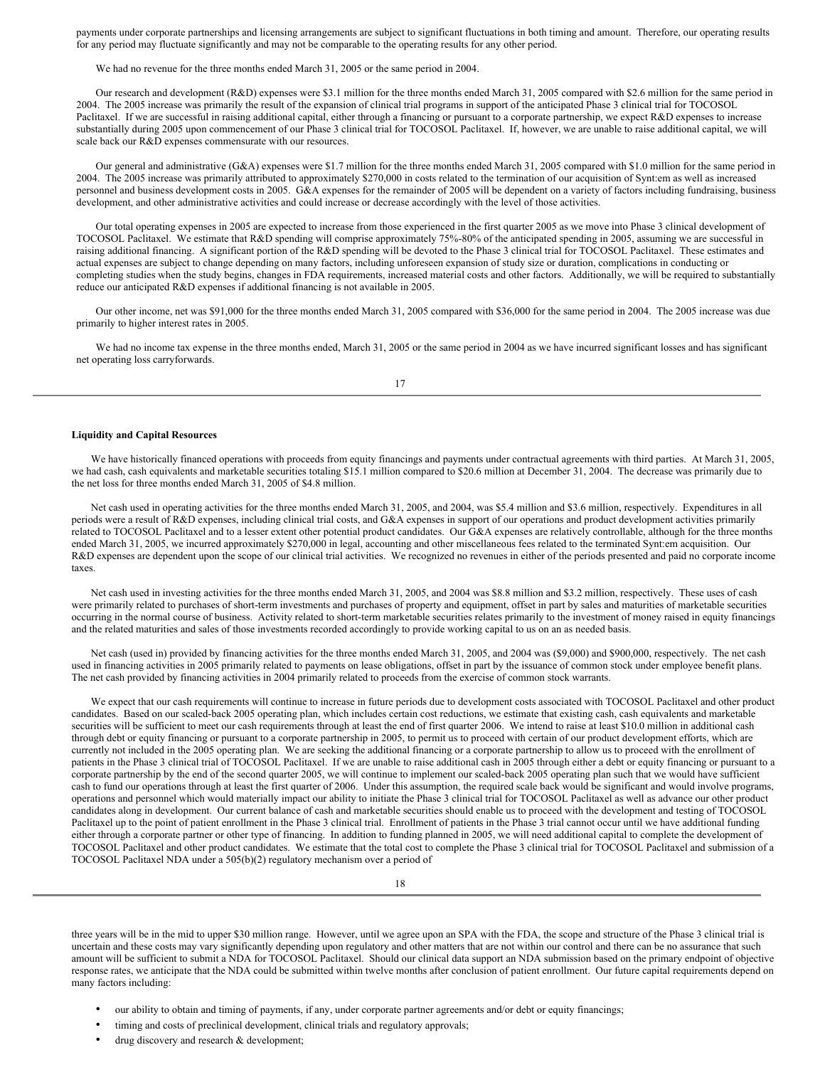payments under corporate partnerships and licensing arrangements are subject to significant fluctuations in both timing and amount. Therefore, our operating results for any period may fluctuate significantly and may not be comparable to the operating results for any other period.

We had no revenue for the three months ended March 31, 2005 or the same period in 2004.

Our research and development (R&D) expenses were $3.1 million for the three months ended March 31, 2005 compared with $2.6 million for the same period in 2004. The 2005 increase was primarily the result of the expansion of clinical trial programs in support of the anticipated Phase 3 clinical trial for TOCOSOL Paclitaxel. If we are successful in raising additional capital, either through a financing or pursuant to a corporate partnership, we expect R&D expenses to increase substantially during 2005 upon commencement of our Phase 3 clinical trial for TOCOSOL Paclitaxel. If, however, we are unable to raise additional capital, we will scale back our R&D expenses commensurate with our resources.

Our general and administrative (G&A) expenses were $1.7 million for the three months ended March 31, 2005 compared with $1.0 million for the same period in 2004. The 2005 increase was primarily attributed to approximately $270,000 in costs related to the termination of our acquisition of Synt:em as well as increased personnel and business development costs in 2005. G&A expenses for the remainder of 2005 will be dependent on a variety of factors including fundraising, business development, and other administrative activities and could increase or decrease accordingly with the level of those activities.

Our total operating expenses in 2005 are expected to increase from those experienced in the first quarter 2005 as we move into Phase 3 clinical development of TOCOSOL Paclitaxel. We estimate that R&D spending will comprise approximately 75%-80% of the anticipated spending in 2005, assuming we are successful in raising additional financing. A significant portion of the R&D spending will be devoted to the Phase 3 clinical trial for TOCOSOL Paclitaxel. These estimates and actual expenses are subject to change depending on many factors, including unforeseen expansion of study size or duration, complications in conducting or completing studies when the study begins, changes in FDA requirements, increased material costs and other factors. Additionally, we will be required to substantially reduce our anticipated R&D expenses if additional financing is not available in 2005.

Our other income, net was $91,000 for the three months ended March 31, 2005 compared with $36,000 for the same period in 2004. The 2005 increase was due primarily to higher interest rates in 2005.

We had no income tax expense in the three months ended, March 31, 2005 or the same period in 2004 as we have incurred significant losses and has significant net operating loss carryforwards.

**Liquidity and Capital Resources**

We have historically financed operations with proceeds from equity financings and payments under contractual agreements with third parties. At March 31, 2005, we had cash, cash equivalents and marketable securities totaling $15.1 million compared to $20.6 million at December 31, 2004. The decrease was primarily due to the net loss for three months ended March 31, 2005 of $4.8 million.

Net cash used in operating activities for the three months ended March 31, 2005, and 2004, was $5.4 million and $3.6 million, respectively. Expenditures in all periods were a result of R&D expenses, including clinical trial costs, and G&A expenses in support of our operations and product development activities primarily related to TOCOSOL Paclitaxel and to a lesser extent other potential product candidates. Our G&A expenses are relatively controllable, although for the three months ended March 31, 2005, we incurred approximately $270,000 in legal, accounting and other miscellaneous fees related to the terminated Synt:em acquisition. Our R&D expenses are dependent upon the scope of our clinical trial activities. We recognized no revenues in either of the periods presented and paid no corporate income taxes.

Net cash used in investing activities for the three months ended March 31, 2005, and 2004 was $8.8 million and $3.2 million, respectively. These uses of cash were primarily related to purchases of short-term investments and purchases of property and equipment, offset in part by sales and maturities of marketable securities occurring in the normal course of business. Activity related to short-term marketable securities relates primarily to the investment of money raised in equity financings and the related maturities and sales of those investments recorded accordingly to provide working capital to us on an as needed basis.

Net cash (used in) provided by financing activities for the three months ended March 31, 2005, and 2004 was ($9,000) and $900,000, respectively. The net cash used in financing activities in 2005 primarily related to payments on lease obligations, offset in part by the issuance of common stock under employee benefit plans. The net cash provided by financing activities in 2004 primarily related to proceeds from the exercise of common stock warrants.

We expect that our cash requirements will continue to increase in future periods due to development costs associated with TOCOSOL Paclitaxel and other product candidates. Based on our scaled-back 2005 operating plan, which includes certain cost reductions, we estimate that existing cash, cash equivalents and marketable securities will be sufficient to meet our cash requirements through at least the end of first quarter 2006. We intend to raise at least $10.0 million in additional cash through debt or equity financing or pursuant to a corporate partnership in 2005, to permit us to proceed with certain of our product development efforts, which are currently not included in the 2005 operating plan. We are seeking the additional financing or a corporate partnership to allow us to proceed with the enrollment of patients in the Phase 3 clinical trial of TOCOSOL Paclitaxel. If we are unable to raise additional cash in 2005 through either a debt or equity financing or pursuant to a corporate partnership by the end of the second quarter 2005, we will continue to implement our scaled-back 2005 operating plan such that we would have sufficient cash to fund our operations through at least the first quarter of 2006. Under this assumption, the required scale back would be significant and would involve programs, operations and personnel which would materially impact our ability to initiate the Phase 3 clinical trial for TOCOSOL Paclitaxel as well as advance our other product candidates along in development. Our current balance of cash and marketable securities should enable us to proceed with the development and testing of TOCOSOL Paclitaxel up to the point of patient enrollment in the Phase 3 clinical trial. Enrollment of patients in the Phase 3 trial cannot occur until we have additional funding either through a corporate partner or other type of financing. In addition to funding planned in 2005, we will need additional capital to complete the development of TOCOSOL Paclitaxel and other product candidates. We estimate that the total cost to complete the Phase 3 clinical trial for TOCOSOL Paclitaxel and submission of a TOCOSOL Paclitaxel NDA under a 505(b)(2) regulatory mechanism over a period of three years will be in the mid to upper $30 million range. However, until we agree upon an SPA with the FDA, the scope and structure of the Phase 3 clinical trial is uncertain and these costs may vary significantly depending upon regulatory and other matters that are not within our control and there can be no assurance that such amount will be sufficient to submit a NDA for TOCOSOL Paclitaxel. Should our clinical data support an NDA submission based on the primary endpoint of objective response rates, we anticipate that the NDA could be submitted within twelve months after conclusion of patient enrollment. Our future capital requirements depend on many factors including:

- our ability to obtain and timing of payments, if any, under corporate partner agreements and/or debt or equity financings;
- timing and costs of preclinical development, clinical trials and regulatory approvals;
- drug discovery and research & development;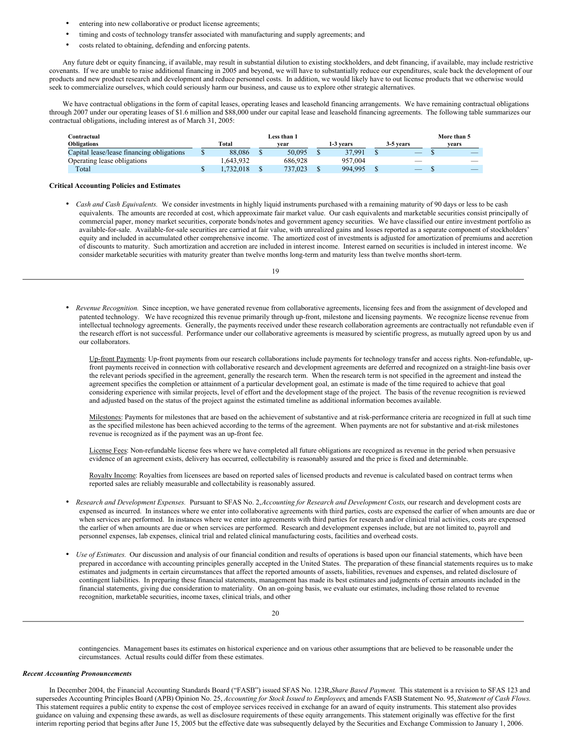- entering into new collaborative or product license agreements;
- timing and costs of technology transfer associated with manufacturing and supply agreements; and
- costs related to obtaining, defending and enforcing patents.

Any future debt or equity financing, if available, may result in substantial dilution to existing stockholders, and debt financing, if available, may include restrictive covenants. If we are unable to raise additional financing in 2005 and beyond, we will have to substantially reduce our expenditures, scale back the development of our products and new product research and development and reduce personnel costs. In addition, we would likely have to out license products that we otherwise would seek to commercialize ourselves, which could seriously harm our business, and cause us to explore other strategic alternatives.

We have contractual obligations in the form of capital leases, operating leases and leasehold financing arrangements. We have remaining contractual obligations through 2007 under our operating leases of $1.6 million and $88,000 under our capital lease and leasehold financing agreements. The following table summarizes our contractual obligations, including interest as of March 31, 2005:

| Contractual Obligations | Total | Less than 1 year | 1-3 years | 3-5 years | More than 5 years |
|---|---|---|---|---|---|
| Capital lease/lease financing obligations | $ 88,086 | $ 50,095 | $ 37,991 | $ — | $ — |
| Operating lease obligations | 1,643,932 | 686,928 | 957,004 | — | — |
| Total | $ 1,732,018 | $ 737,023 | $ 994,995 | $ — | $ — |

**Critical Accounting Policies and Estimates**

- *Cash and Cash Equivalents.* We consider investments in highly liquid instruments purchased with a remaining maturity of 90 days or less to be cash equivalents. The amounts are recorded at cost, which approximate fair market value. Our cash equivalents and marketable securities consist principally of commercial paper, money market securities, corporate bonds/notes and government agency securities. We have classified our entire investment portfolio as available-for-sale. Available-for-sale securities are carried at fair value, with unrealized gains and losses reported as a separate component of stockholders' equity and included in accumulated other comprehensive income. The amortized cost of investments is adjusted for amortization of premiums and accretion of discounts to maturity. Such amortization and accretion are included in interest income. Interest earned on securities is included in interest income. We consider marketable securities with maturity greater than twelve months long-term and maturity less than twelve months short-term.

- *Revenue Recognition.* Since inception, we have generated revenue from collaborative agreements, licensing fees and from the assignment of developed and patented technology. We have recognized this revenue primarily through up-front, milestone and licensing payments. We recognize license revenue from intellectual technology agreements. Generally, the payments received under these research collaboration agreements are contractually not refundable even if the research effort is not successful. Performance under our collaborative agreements is measured by scientific progress, as mutually agreed upon by us and our collaborators.

  Up-front Payments: Up-front payments from our research collaborations include payments for technology transfer and access rights. Non-refundable, up-front payments received in connection with collaborative research and development agreements are deferred and recognized on a straight-line basis over the relevant periods specified in the agreement, generally the research term. When the research term is not specified in the agreement and instead the agreement specifies the completion or attainment of a particular development goal, an estimate is made of the time required to achieve that goal considering experience with similar projects, level of effort and the development stage of the project. The basis of the revenue recognition is reviewed and adjusted based on the status of the project against the estimated timeline as additional information becomes available.

  Milestones: Payments for milestones that are based on the achievement of substantive and at risk-performance criteria are recognized in full at such time as the specified milestone has been achieved according to the terms of the agreement. When payments are not for substantive and at-risk milestones revenue is recognized as if the payment was an up-front fee.

  License Fees: Non-refundable license fees where we have completed all future obligations are recognized as revenue in the period when persuasive evidence of an agreement exists, delivery has occurred, collectability is reasonably assured and the price is fixed and determinable.

  Royalty Income: Royalties from licensees are based on reported sales of licensed products and revenue is calculated based on contract terms when reported sales are reliably measurable and collectability is reasonably assured.

- *Research and Development Expenses.* Pursuant to SFAS No. 2, *Accounting for Research and Development Costs*, our research and development costs are expensed as incurred. In instances where we enter into collaborative agreements with third parties, costs are expensed the earlier of when amounts are due or when services are performed. In instances where we enter into agreements with third parties for research and/or clinical trial activities, costs are expensed the earlier of when amounts are due or when services are performed. Research and development expenses include, but are not limited to, payroll and personnel expenses, lab expenses, clinical trial and related clinical manufacturing costs, facilities and overhead costs.

- *Use of Estimates.* Our discussion and analysis of our financial condition and results of operations is based upon our financial statements, which have been prepared in accordance with accounting principles generally accepted in the United States. The preparation of these financial statements requires us to make estimates and judgments in certain circumstances that affect the reported amounts of assets, liabilities, revenues and expenses, and related disclosure of contingent liabilities. In preparing these financial statements, management has made its best estimates and judgments of certain amounts included in the financial statements, giving due consideration to materiality. On an on-going basis, we evaluate our estimates, including those related to revenue recognition, marketable securities, income taxes, clinical trials, and other contingencies. Management bases its estimates on historical experience and on various other assumptions that are believed to be reasonable under the circumstances. Actual results could differ from these estimates.

***Recent Accounting Pronouncements***

In December 2004, the Financial Accounting Standards Board ("FASB") issued SFAS No. 123R, *Share Based Payment.* This statement is a revision to SFAS 123 and supersedes Accounting Principles Board (APB) Opinion No. 25, *Accounting for Stock Issued to Employees*, and amends FASB Statement No. 95, *Statement of Cash Flows*. This statement requires a public entity to expense the cost of employee services received in exchange for an award of equity instruments. This statement also provides guidance on valuing and expensing these awards, as well as disclosure requirements of these equity arrangements. This statement originally was effective for the first interim reporting period that begins after June 15, 2005 but the effective date was subsequently delayed by the Securities and Exchange Commission to January 1, 2006.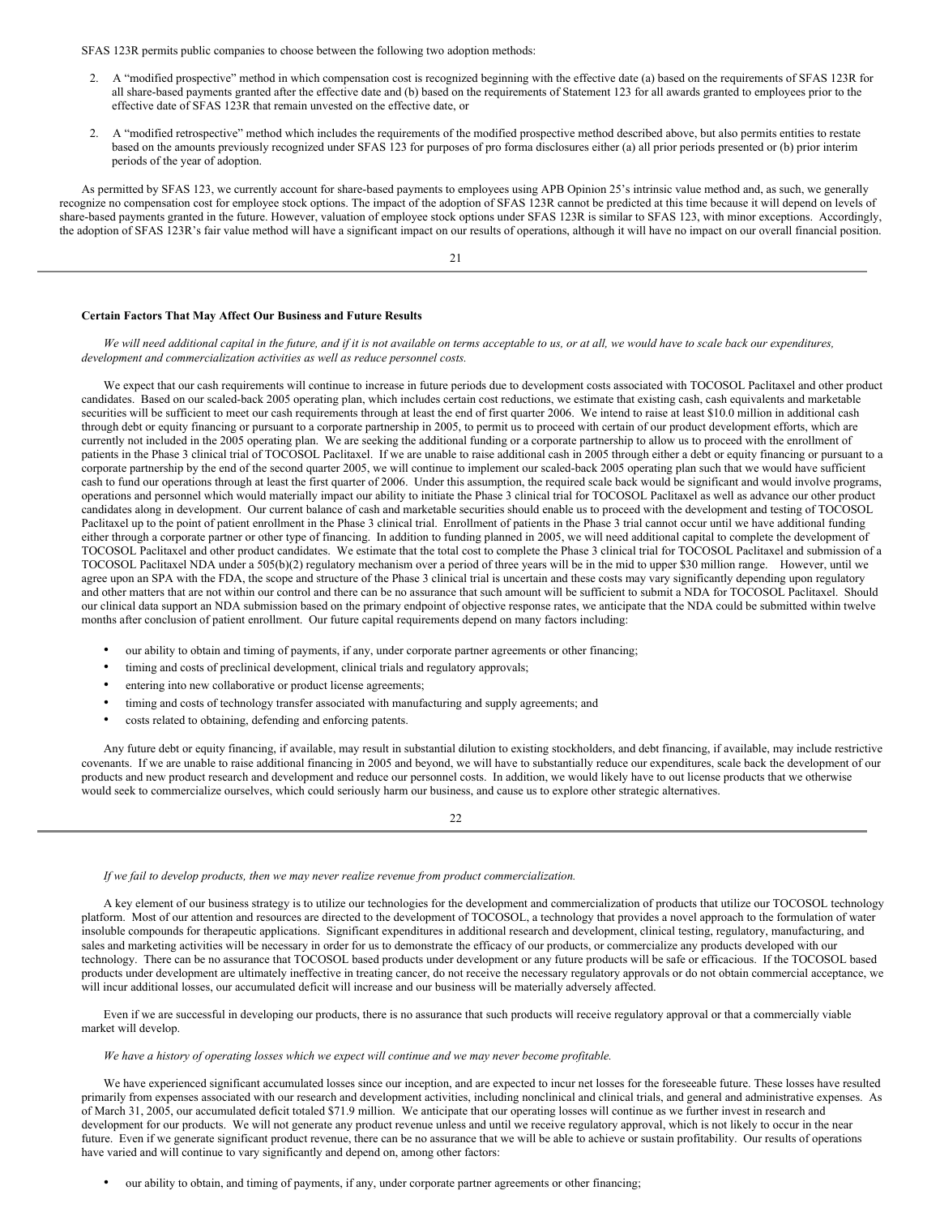SFAS 123R permits public companies to choose between the following two adoption methods:

2. A "modified prospective" method in which compensation cost is recognized beginning with the effective date (a) based on the requirements of SFAS 123R for all share-based payments granted after the effective date and (b) based on the requirements of Statement 123 for all awards granted to employees prior to the effective date of SFAS 123R that remain unvested on the effective date, or

2. A "modified retrospective" method which includes the requirements of the modified prospective method described above, but also permits entities to restate based on the amounts previously recognized under SFAS 123 for purposes of pro forma disclosures either (a) all prior periods presented or (b) prior interim periods of the year of adoption.

As permitted by SFAS 123, we currently account for share-based payments to employees using APB Opinion 25's intrinsic value method and, as such, we generally recognize no compensation cost for employee stock options. The impact of the adoption of SFAS 123R cannot be predicted at this time because it will depend on levels of share-based payments granted in the future. However, valuation of employee stock options under SFAS 123R is similar to SFAS 123, with minor exceptions. Accordingly, the adoption of SFAS 123R's fair value method will have a significant impact on our results of operations, although it will have no impact on our overall financial position.

**Certain Factors That May Affect Our Business and Future Results**

*We will need additional capital in the future, and if it is not available on terms acceptable to us, or at all, we would have to scale back our expenditures, development and commercialization activities as well as reduce personnel costs.*

We expect that our cash requirements will continue to increase in future periods due to development costs associated with TOCOSOL Paclitaxel and other product candidates. Based on our scaled-back 2005 operating plan, which includes certain cost reductions, we estimate that existing cash, cash equivalents and marketable securities will be sufficient to meet our cash requirements through at least the end of first quarter 2006. We intend to raise at least $10.0 million in additional cash through debt or equity financing or pursuant to a corporate partnership in 2005, to permit us to proceed with certain of our product development efforts, which are currently not included in the 2005 operating plan. We are seeking the additional funding or a corporate partnership to allow us to proceed with the enrollment of patients in the Phase 3 clinical trial of TOCOSOL Paclitaxel. If we are unable to raise additional cash in 2005 through either a debt or equity financing or pursuant to a corporate partnership by the end of the second quarter 2005, we will continue to implement our scaled-back 2005 operating plan such that we would have sufficient cash to fund our operations through at least the first quarter of 2006. Under this assumption, the required scale back would be significant and would involve programs, operations and personnel which would materially impact our ability to initiate the Phase 3 clinical trial for TOCOSOL Paclitaxel as well as advance our other product candidates along in development. Our current balance of cash and marketable securities should enable us to proceed with the development and testing of TOCOSOL Paclitaxel up to the point of patient enrollment in the Phase 3 clinical trial. Enrollment of patients in the Phase 3 trial cannot occur until we have additional funding either through a corporate partner or other type of financing. In addition to funding planned in 2005, we will need additional capital to complete the development of TOCOSOL Paclitaxel and other product candidates. We estimate that the total cost to complete the Phase 3 clinical trial for TOCOSOL Paclitaxel and submission of a TOCOSOL Paclitaxel NDA under a 505(b)(2) regulatory mechanism over a period of three years will be in the mid to upper $30 million range. However, until we agree upon an SPA with the FDA, the scope and structure of the Phase 3 clinical trial is uncertain and these costs may vary significantly depending upon regulatory and other matters that are not within our control and there can be no assurance that such amount will be sufficient to submit a NDA for TOCOSOL Paclitaxel. Should our clinical data support an NDA submission based on the primary endpoint of objective response rates, we anticipate that the NDA could be submitted within twelve months after conclusion of patient enrollment. Our future capital requirements depend on many factors including:

- our ability to obtain and timing of payments, if any, under corporate partner agreements or other financing;
- timing and costs of preclinical development, clinical trials and regulatory approvals;
- entering into new collaborative or product license agreements;
- timing and costs of technology transfer associated with manufacturing and supply agreements; and
- costs related to obtaining, defending and enforcing patents.

Any future debt or equity financing, if available, may result in substantial dilution to existing stockholders, and debt financing, if available, may include restrictive covenants. If we are unable to raise additional financing in 2005 and beyond, we will have to substantially reduce our expenditures, scale back the development of our products and new product research and development and reduce our personnel costs. In addition, we would likely have to out license products that we otherwise would seek to commercialize ourselves, which could seriously harm our business, and cause us to explore other strategic alternatives.

*If we fail to develop products, then we may never realize revenue from product commercialization.*

A key element of our business strategy is to utilize our technologies for the development and commercialization of products that utilize our TOCOSOL technology platform. Most of our attention and resources are directed to the development of TOCOSOL, a technology that provides a novel approach to the formulation of water insoluble compounds for therapeutic applications. Significant expenditures in additional research and development, clinical testing, regulatory, manufacturing, and sales and marketing activities will be necessary in order for us to demonstrate the efficacy of our products, or commercialize any products developed with our technology. There can be no assurance that TOCOSOL based products under development or any future products will be safe or efficacious. If the TOCOSOL based products under development are ultimately ineffective in treating cancer, do not receive the necessary regulatory approvals or do not obtain commercial acceptance, we will incur additional losses, our accumulated deficit will increase and our business will be materially adversely affected.

Even if we are successful in developing our products, there is no assurance that such products will receive regulatory approval or that a commercially viable market will develop.

*We have a history of operating losses which we expect will continue and we may never become profitable.*

We have experienced significant accumulated losses since our inception, and are expected to incur net losses for the foreseeable future. These losses have resulted primarily from expenses associated with our research and development activities, including nonclinical and clinical trials, and general and administrative expenses. As of March 31, 2005, our accumulated deficit totaled $71.9 million. We anticipate that our operating losses will continue as we further invest in research and development for our products. We will not generate any product revenue unless and until we receive regulatory approval, which is not likely to occur in the near future. Even if we generate significant product revenue, there can be no assurance that we will be able to achieve or sustain profitability. Our results of operations have varied and will continue to vary significantly and depend on, among other factors:

- our ability to obtain, and timing of payments, if any, under corporate partner agreements or other financing;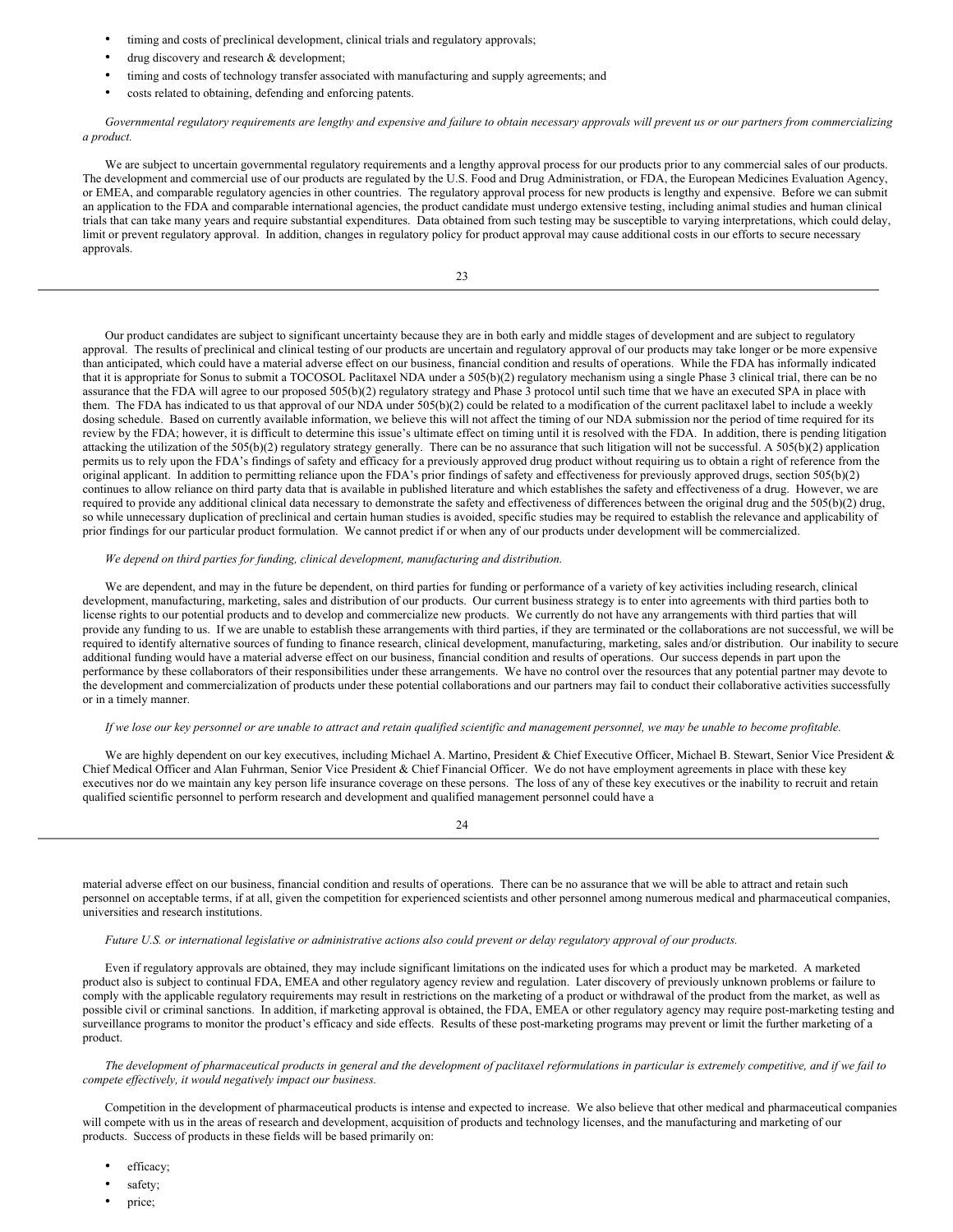- timing and costs of preclinical development, clinical trials and regulatory approvals;
- drug discovery and research & development;
- timing and costs of technology transfer associated with manufacturing and supply agreements; and
- costs related to obtaining, defending and enforcing patents.

*Governmental regulatory requirements are lengthy and expensive and failure to obtain necessary approvals will prevent us or our partners from commercializing a product.*

We are subject to uncertain governmental regulatory requirements and a lengthy approval process for our products prior to any commercial sales of our products. The development and commercial use of our products are regulated by the U.S. Food and Drug Administration, or FDA, the European Medicines Evaluation Agency, or EMEA, and comparable regulatory agencies in other countries. The regulatory approval process for new products is lengthy and expensive. Before we can submit an application to the FDA and comparable international agencies, the product candidate must undergo extensive testing, including animal studies and human clinical trials that can take many years and require substantial expenditures. Data obtained from such testing may be susceptible to varying interpretations, which could delay, limit or prevent regulatory approval. In addition, changes in regulatory policy for product approval may cause additional costs in our efforts to secure necessary approvals.

Our product candidates are subject to significant uncertainty because they are in both early and middle stages of development and are subject to regulatory approval. The results of preclinical and clinical testing of our products are uncertain and regulatory approval of our products may take longer or be more expensive than anticipated, which could have a material adverse effect on our business, financial condition and results of operations. While the FDA has informally indicated that it is appropriate for Sonus to submit a TOCOSOL Paclitaxel NDA under a 505(b)(2) regulatory mechanism using a single Phase 3 clinical trial, there can be no assurance that the FDA will agree to our proposed 505(b)(2) regulatory strategy and Phase 3 protocol until such time that we have an executed SPA in place with them. The FDA has indicated to us that approval of our NDA under 505(b)(2) could be related to a modification of the current paclitaxel label to include a weekly dosing schedule. Based on currently available information, we believe this will not affect the timing of our NDA submission nor the period of time required for its review by the FDA; however, it is difficult to determine this issue's ultimate effect on timing until it is resolved with the FDA. In addition, there is pending litigation attacking the utilization of the 505(b)(2) regulatory strategy generally. There can be no assurance that such litigation will not be successful. A 505(b)(2) application permits us to rely upon the FDA's findings of safety and efficacy for a previously approved drug product without requiring us to obtain a right of reference from the original applicant. In addition to permitting reliance upon the FDA's prior findings of safety and effectiveness for previously approved drugs, section 505(b)(2) continues to allow reliance on third party data that is available in published literature and which establishes the safety and effectiveness of a drug. However, we are required to provide any additional clinical data necessary to demonstrate the safety and effectiveness of differences between the original drug and the 505(b)(2) drug, so while unnecessary duplication of preclinical and certain human studies is avoided, specific studies may be required to establish the relevance and applicability of prior findings for our particular product formulation. We cannot predict if or when any of our products under development will be commercialized.

*We depend on third parties for funding, clinical development, manufacturing and distribution.*

We are dependent, and may in the future be dependent, on third parties for funding or performance of a variety of key activities including research, clinical development, manufacturing, marketing, sales and distribution of our products. Our current business strategy is to enter into agreements with third parties both to license rights to our potential products and to develop and commercialize new products. We currently do not have any arrangements with third parties that will provide any funding to us. If we are unable to establish these arrangements with third parties, if they are terminated or the collaborations are not successful, we will be required to identify alternative sources of funding to finance research, clinical development, manufacturing, marketing, sales and/or distribution. Our inability to secure additional funding would have a material adverse effect on our business, financial condition and results of operations. Our success depends in part upon the performance by these collaborators of their responsibilities under these arrangements. We have no control over the resources that any potential partner may devote to the development and commercialization of products under these potential collaborations and our partners may fail to conduct their collaborative activities successfully or in a timely manner.

*If we lose our key personnel or are unable to attract and retain qualified scientific and management personnel, we may be unable to become profitable.*

We are highly dependent on our key executives, including Michael A. Martino, President & Chief Executive Officer, Michael B. Stewart, Senior Vice President & Chief Medical Officer and Alan Fuhrman, Senior Vice President & Chief Financial Officer. We do not have employment agreements in place with these key executives nor do we maintain any key person life insurance coverage on these persons. The loss of any of these key executives or the inability to recruit and retain qualified scientific personnel to perform research and development and qualified management personnel could have a material adverse effect on our business, financial condition and results of operations. There can be no assurance that we will be able to attract and retain such personnel on acceptable terms, if at all, given the competition for experienced scientists and other personnel among numerous medical and pharmaceutical companies, universities and research institutions.

*Future U.S. or international legislative or administrative actions also could prevent or delay regulatory approval of our products.*

Even if regulatory approvals are obtained, they may include significant limitations on the indicated uses for which a product may be marketed. A marketed product also is subject to continual FDA, EMEA and other regulatory agency review and regulation. Later discovery of previously unknown problems or failure to comply with the applicable regulatory requirements may result in restrictions on the marketing of a product or withdrawal of the product from the market, as well as possible civil or criminal sanctions. In addition, if marketing approval is obtained, the FDA, EMEA or other regulatory agency may require post-marketing testing and surveillance programs to monitor the product's efficacy and side effects. Results of these post-marketing programs may prevent or limit the further marketing of a product.

*The development of pharmaceutical products in general and the development of paclitaxel reformulations in particular is extremely competitive, and if we fail to compete effectively, it would negatively impact our business.*

Competition in the development of pharmaceutical products is intense and expected to increase. We also believe that other medical and pharmaceutical companies will compete with us in the areas of research and development, acquisition of products and technology licenses, and the manufacturing and marketing of our products. Success of products in these fields will be based primarily on:

- efficacy;
- safety;
- price;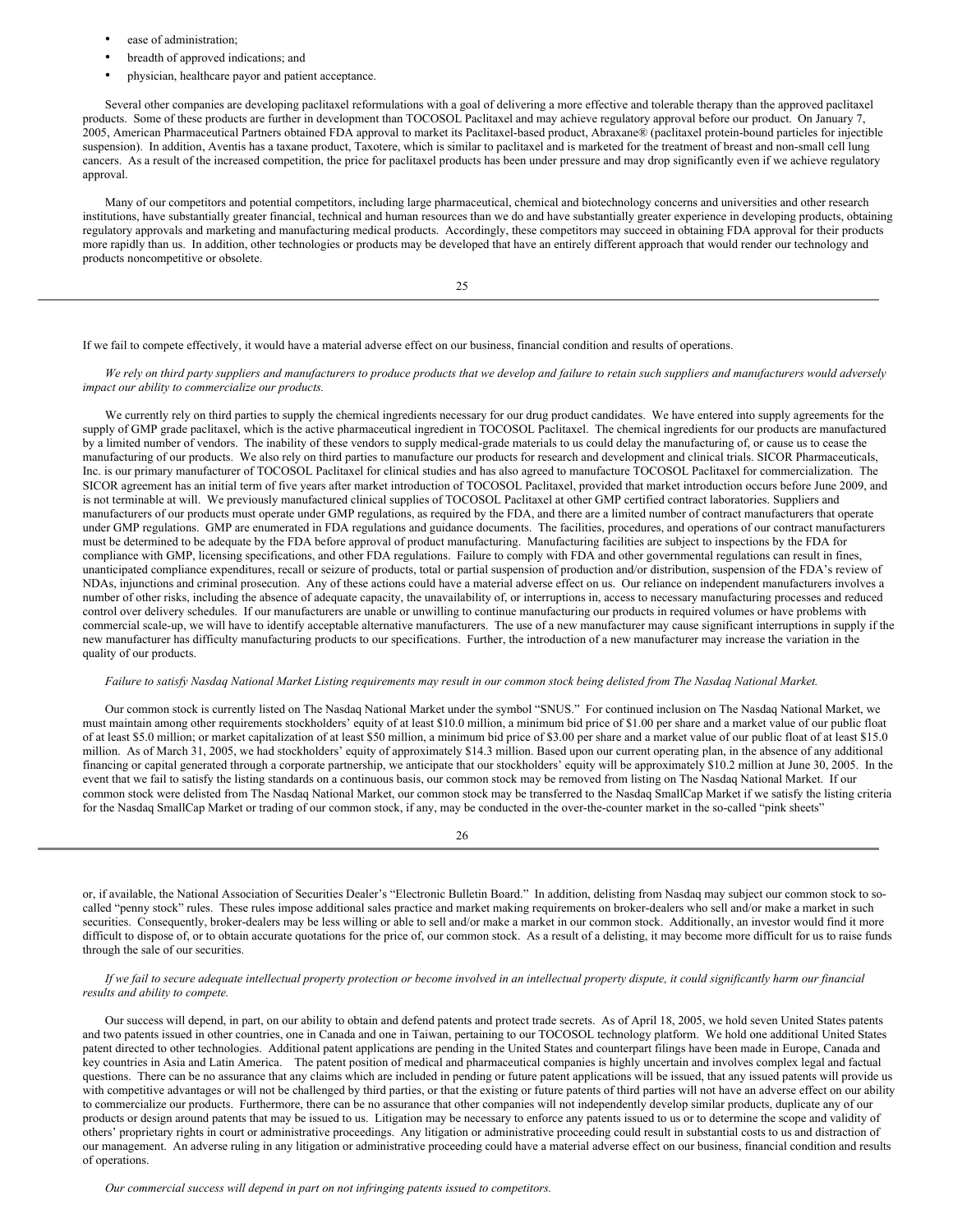- ease of administration;
- breadth of approved indications; and
- physician, healthcare payor and patient acceptance.

Several other companies are developing paclitaxel reformulations with a goal of delivering a more effective and tolerable therapy than the approved paclitaxel products. Some of these products are further in development than TOCOSOL Paclitaxel and may achieve regulatory approval before our product. On January 7, 2005, American Pharmaceutical Partners obtained FDA approval to market its Paclitaxel-based product, Abraxane® (paclitaxel protein-bound particles for injectible suspension). In addition, Aventis has a taxane product, Taxotere, which is similar to paclitaxel and is marketed for the treatment of breast and non-small cell lung cancers. As a result of the increased competition, the price for paclitaxel products has been under pressure and may drop significantly even if we achieve regulatory approval.

Many of our competitors and potential competitors, including large pharmaceutical, chemical and biotechnology concerns and universities and other research institutions, have substantially greater financial, technical and human resources than we do and have substantially greater experience in developing products, obtaining regulatory approvals and marketing and manufacturing medical products. Accordingly, these competitors may succeed in obtaining FDA approval for their products more rapidly than us. In addition, other technologies or products may be developed that have an entirely different approach that would render our technology and products noncompetitive or obsolete.

If we fail to compete effectively, it would have a material adverse effect on our business, financial condition and results of operations.

*We rely on third party suppliers and manufacturers to produce products that we develop and failure to retain such suppliers and manufacturers would adversely impact our ability to commercialize our products.*

We currently rely on third parties to supply the chemical ingredients necessary for our drug product candidates. We have entered into supply agreements for the supply of GMP grade paclitaxel, which is the active pharmaceutical ingredient in TOCOSOL Paclitaxel. The chemical ingredients for our products are manufactured by a limited number of vendors. The inability of these vendors to supply medical-grade materials to us could delay the manufacturing of, or cause us to cease the manufacturing of our products. We also rely on third parties to manufacture our products for research and development and clinical trials. SICOR Pharmaceuticals, Inc. is our primary manufacturer of TOCOSOL Paclitaxel for clinical studies and has also agreed to manufacture TOCOSOL Paclitaxel for commercialization. The SICOR agreement has an initial term of five years after market introduction of TOCOSOL Paclitaxel, provided that market introduction occurs before June 2009, and is not terminable at will. We previously manufactured clinical supplies of TOCOSOL Paclitaxel at other GMP certified contract laboratories. Suppliers and manufacturers of our products must operate under GMP regulations, as required by the FDA, and there are a limited number of contract manufacturers that operate under GMP regulations. GMP are enumerated in FDA regulations and guidance documents. The facilities, procedures, and operations of our contract manufacturers must be determined to be adequate by the FDA before approval of product manufacturing. Manufacturing facilities are subject to inspections by the FDA for compliance with GMP, licensing specifications, and other FDA regulations. Failure to comply with FDA and other governmental regulations can result in fines, unanticipated compliance expenditures, recall or seizure of products, total or partial suspension of production and/or distribution, suspension of the FDA's review of NDAs, injunctions and criminal prosecution. Any of these actions could have a material adverse effect on us. Our reliance on independent manufacturers involves a number of other risks, including the absence of adequate capacity, the unavailability of, or interruptions in, access to necessary manufacturing processes and reduced control over delivery schedules. If our manufacturers are unable or unwilling to continue manufacturing our products in required volumes or have problems with commercial scale-up, we will have to identify acceptable alternative manufacturers. The use of a new manufacturer may cause significant interruptions in supply if the new manufacturer has difficulty manufacturing products to our specifications. Further, the introduction of a new manufacturer may increase the variation in the quality of our products.

*Failure to satisfy Nasdaq National Market Listing requirements may result in our common stock being delisted from The Nasdaq National Market.*

Our common stock is currently listed on The Nasdaq National Market under the symbol "SNUS." For continued inclusion on The Nasdaq National Market, we must maintain among other requirements stockholders' equity of at least $10.0 million, a minimum bid price of $1.00 per share and a market value of our public float of at least $5.0 million; or market capitalization of at least $50 million, a minimum bid price of $3.00 per share and a market value of our public float of at least $15.0 million. As of March 31, 2005, we had stockholders' equity of approximately $14.3 million. Based upon our current operating plan, in the absence of any additional financing or capital generated through a corporate partnership, we anticipate that our stockholders' equity will be approximately $10.2 million at June 30, 2005. In the event that we fail to satisfy the listing standards on a continuous basis, our common stock may be removed from listing on The Nasdaq National Market. If our common stock were delisted from The Nasdaq National Market, our common stock may be transferred to the Nasdaq SmallCap Market if we satisfy the listing criteria for the Nasdaq SmallCap Market or trading of our common stock, if any, may be conducted in the over-the-counter market in the so-called "pink sheets" or, if available, the National Association of Securities Dealer's "Electronic Bulletin Board." In addition, delisting from Nasdaq may subject our common stock to so-called "penny stock" rules. These rules impose additional sales practice and market making requirements on broker-dealers who sell and/or make a market in such securities. Consequently, broker-dealers may be less willing or able to sell and/or make a market in our common stock. Additionally, an investor would find it more difficult to dispose of, or to obtain accurate quotations for the price of, our common stock. As a result of a delisting, it may become more difficult for us to raise funds through the sale of our securities.

*If we fail to secure adequate intellectual property protection or become involved in an intellectual property dispute, it could significantly harm our financial results and ability to compete.*

Our success will depend, in part, on our ability to obtain and defend patents and protect trade secrets. As of April 18, 2005, we hold seven United States patents and two patents issued in other countries, one in Canada and one in Taiwan, pertaining to our TOCOSOL technology platform. We hold one additional United States patent directed to other technologies. Additional patent applications are pending in the United States and counterpart filings have been made in Europe, Canada and key countries in Asia and Latin America. The patent position of medical and pharmaceutical companies is highly uncertain and involves complex legal and factual questions. There can be no assurance that any claims which are included in pending or future patent applications will be issued, that any issued patents will provide us with competitive advantages or will not be challenged by third parties, or that the existing or future patents of third parties will not have an adverse effect on our ability to commercialize our products. Furthermore, there can be no assurance that other companies will not independently develop similar products, duplicate any of our products or design around patents that may be issued to us. Litigation may be necessary to enforce any patents issued to us or to determine the scope and validity of others' proprietary rights in court or administrative proceedings. Any litigation or administrative proceeding could result in substantial costs to us and distraction of our management. An adverse ruling in any litigation or administrative proceeding could have a material adverse effect on our business, financial condition and results of operations.

*Our commercial success will depend in part on not infringing patents issued to competitors.*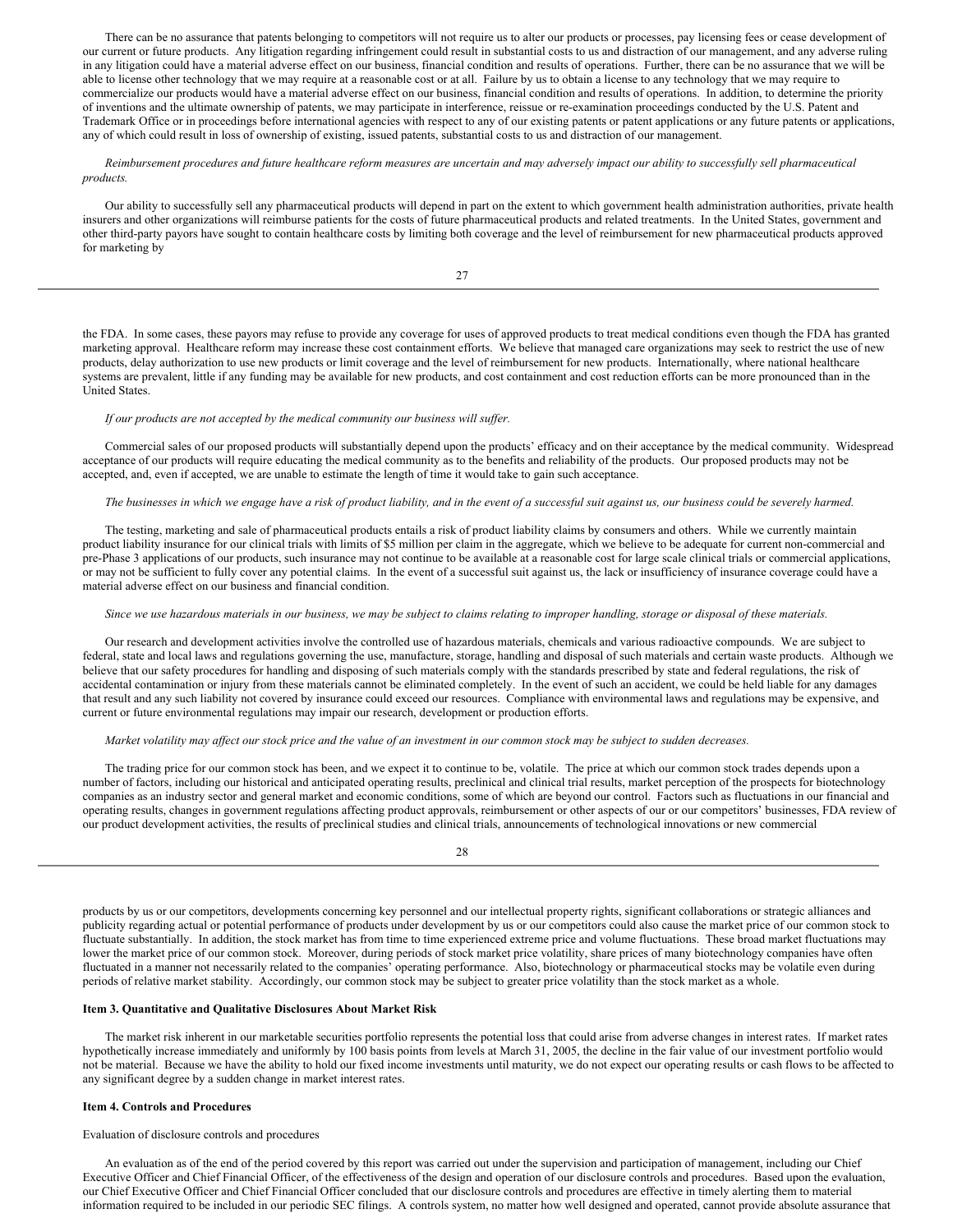There can be no assurance that patents belonging to competitors will not require us to alter our products or processes, pay licensing fees or cease development of our current or future products. Any litigation regarding infringement could result in substantial costs to us and distraction of our management, and any adverse ruling in any litigation could have a material adverse effect on our business, financial condition and results of operations. Further, there can be no assurance that we will be able to license other technology that we may require at a reasonable cost or at all. Failure by us to obtain a license to any technology that we may require to commercialize our products would have a material adverse effect on our business, financial condition and results of operations. In addition, to determine the priority of inventions and the ultimate ownership of patents, we may participate in interference, reissue or re-examination proceedings conducted by the U.S. Patent and Trademark Office or in proceedings before international agencies with respect to any of our existing patents or patent applications or any future patents or applications, any of which could result in loss of ownership of existing, issued patents, substantial costs to us and distraction of our management.

*Reimbursement procedures and future healthcare reform measures are uncertain and may adversely impact our ability to successfully sell pharmaceutical products.*

Our ability to successfully sell any pharmaceutical products will depend in part on the extent to which government health administration authorities, private health insurers and other organizations will reimburse patients for the costs of future pharmaceutical products and related treatments. In the United States, government and other third-party payors have sought to contain healthcare costs by limiting both coverage and the level of reimbursement for new pharmaceutical products approved for marketing by the FDA. In some cases, these payors may refuse to provide any coverage for uses of approved products to treat medical conditions even though the FDA has granted marketing approval. Healthcare reform may increase these cost containment efforts. We believe that managed care organizations may seek to restrict the use of new products, delay authorization to use new products or limit coverage and the level of reimbursement for new products. Internationally, where national healthcare systems are prevalent, little if any funding may be available for new products, and cost containment and cost reduction efforts can be more pronounced than in the United States.

*If our products are not accepted by the medical community our business will suffer.*

Commercial sales of our proposed products will substantially depend upon the products' efficacy and on their acceptance by the medical community. Widespread acceptance of our products will require educating the medical community as to the benefits and reliability of the products. Our proposed products may not be accepted, and, even if accepted, we are unable to estimate the length of time it would take to gain such acceptance.

*The businesses in which we engage have a risk of product liability, and in the event of a successful suit against us, our business could be severely harmed.*

The testing, marketing and sale of pharmaceutical products entails a risk of product liability claims by consumers and others. While we currently maintain product liability insurance for our clinical trials with limits of $5 million per claim in the aggregate, which we believe to be adequate for current non-commercial and pre-Phase 3 applications of our products, such insurance may not continue to be available at a reasonable cost for large scale clinical trials or commercial applications, or may not be sufficient to fully cover any potential claims. In the event of a successful suit against us, the lack or insufficiency of insurance coverage could have a material adverse effect on our business and financial condition.

*Since we use hazardous materials in our business, we may be subject to claims relating to improper handling, storage or disposal of these materials.*

Our research and development activities involve the controlled use of hazardous materials, chemicals and various radioactive compounds. We are subject to federal, state and local laws and regulations governing the use, manufacture, storage, handling and disposal of such materials and certain waste products. Although we believe that our safety procedures for handling and disposing of such materials comply with the standards prescribed by state and federal regulations, the risk of accidental contamination or injury from these materials cannot be eliminated completely. In the event of such an accident, we could be held liable for any damages that result and any such liability not covered by insurance could exceed our resources. Compliance with environmental laws and regulations may be expensive, and current or future environmental regulations may impair our research, development or production efforts.

*Market volatility may affect our stock price and the value of an investment in our common stock may be subject to sudden decreases.*

The trading price for our common stock has been, and we expect it to continue to be, volatile. The price at which our common stock trades depends upon a number of factors, including our historical and anticipated operating results, preclinical and clinical trial results, market perception of the prospects for biotechnology companies as an industry sector and general market and economic conditions, some of which are beyond our control. Factors such as fluctuations in our financial and operating results, changes in government regulations affecting product approvals, reimbursement or other aspects of our or our competitors' businesses, FDA review of our product development activities, the results of preclinical studies and clinical trials, announcements of technological innovations or new commercial products by us or our competitors, developments concerning key personnel and our intellectual property rights, significant collaborations or strategic alliances and publicity regarding actual or potential performance of products under development by us or our competitors could also cause the market price of our common stock to fluctuate substantially. In addition, the stock market has from time to time experienced extreme price and volume fluctuations. These broad market fluctuations may lower the market price of our common stock. Moreover, during periods of stock market price volatility, share prices of many biotechnology companies have often fluctuated in a manner not necessarily related to the companies' operating performance. Also, biotechnology or pharmaceutical stocks may be volatile even during periods of relative market stability. Accordingly, our common stock may be subject to greater price volatility than the stock market as a whole.

**Item 3. Quantitative and Qualitative Disclosures About Market Risk**

The market risk inherent in our marketable securities portfolio represents the potential loss that could arise from adverse changes in interest rates. If market rates hypothetically increase immediately and uniformly by 100 basis points from levels at March 31, 2005, the decline in the fair value of our investment portfolio would not be material. Because we have the ability to hold our fixed income investments until maturity, we do not expect our operating results or cash flows to be affected to any significant degree by a sudden change in market interest rates.

**Item 4. Controls and Procedures**

Evaluation of disclosure controls and procedures

An evaluation as of the end of the period covered by this report was carried out under the supervision and participation of management, including our Chief Executive Officer and Chief Financial Officer, of the effectiveness of the design and operation of our disclosure controls and procedures. Based upon the evaluation, our Chief Executive Officer and Chief Financial Officer concluded that our disclosure controls and procedures are effective in timely alerting them to material information required to be included in our periodic SEC filings. A controls system, no matter how well designed and operated, cannot provide absolute assurance that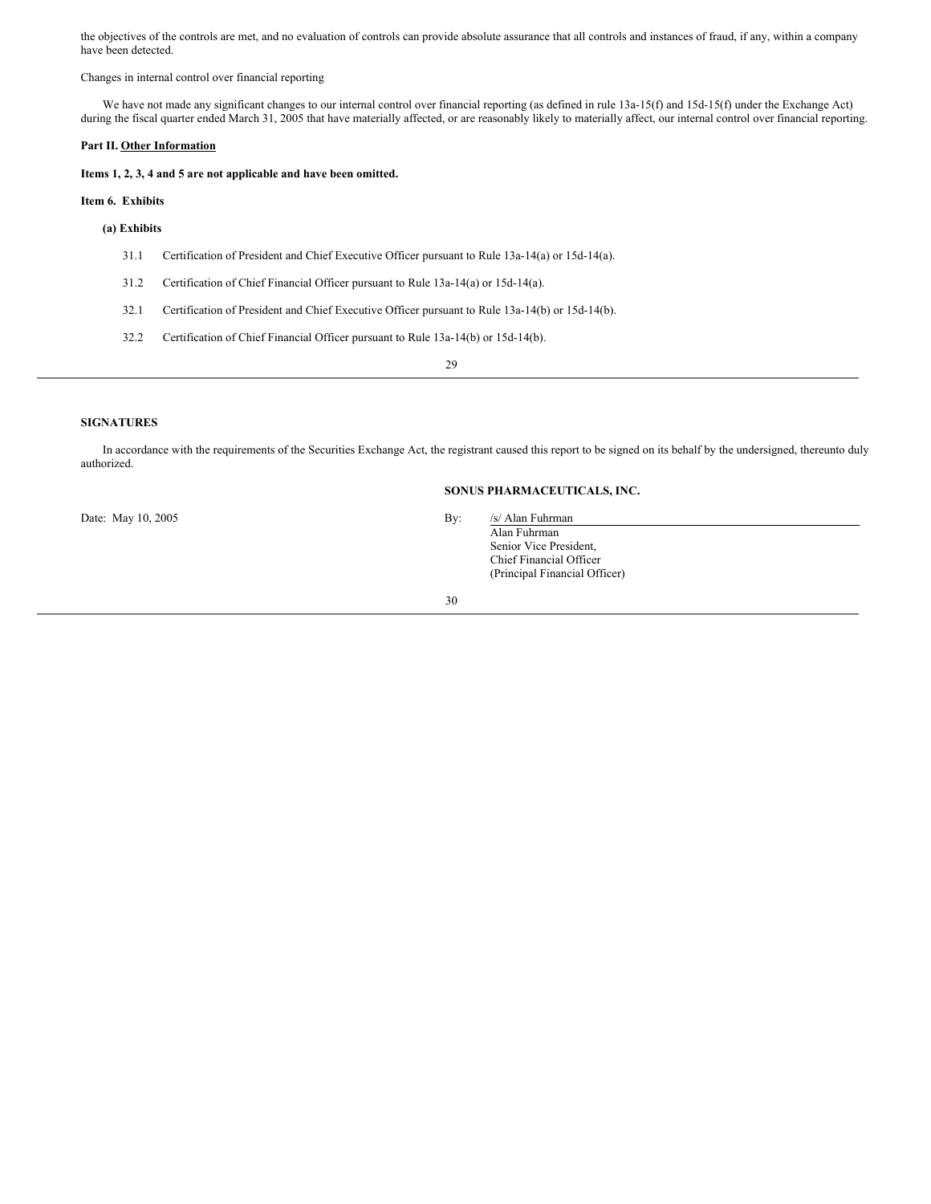the objectives of the controls are met, and no evaluation of controls can provide absolute assurance that all controls and instances of fraud, if any, within a company have been detected.

Changes in internal control over financial reporting

We have not made any significant changes to our internal control over financial reporting (as defined in rule 13a-15(f) and 15d-15(f) under the Exchange Act) during the fiscal quarter ended March 31, 2005 that have materially affected, or are reasonably likely to materially affect, our internal control over financial reporting.

**Part II. Other Information**

**Items 1, 2, 3, 4 and 5 are not applicable and have been omitted.**

**Item 6. Exhibits**

**(a) Exhibits**

31.1 Certification of President and Chief Executive Officer pursuant to Rule 13a-14(a) or 15d-14(a).

31.2 Certification of Chief Financial Officer pursuant to Rule 13a-14(a) or 15d-14(a).

32.1 Certification of President and Chief Executive Officer pursuant to Rule 13a-14(b) or 15d-14(b).

32.2 Certification of Chief Financial Officer pursuant to Rule 13a-14(b) or 15d-14(b).

**SIGNATURES**

In accordance with the requirements of the Securities Exchange Act, the registrant caused this report to be signed on its behalf by the undersigned, thereunto duly authorized.

**SONUS PHARMACEUTICALS, INC.**

Date: May 10, 2005

By: /s/ Alan Fuhrman
Alan Fuhrman
Senior Vice President,
Chief Financial Officer
(Principal Financial Officer)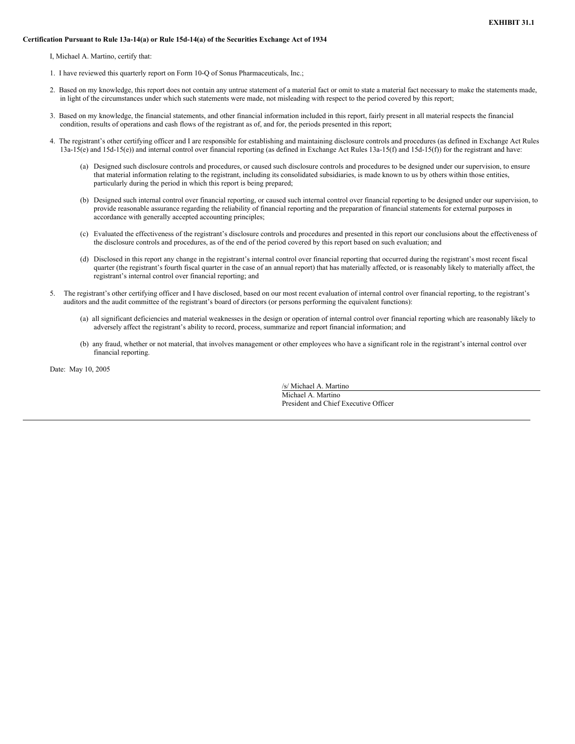**EXHIBIT 31.1**

**Certification Pursuant to Rule 13a-14(a) or Rule 15d-14(a) of the Securities Exchange Act of 1934**

I, Michael A. Martino, certify that:

1. I have reviewed this quarterly report on Form 10-Q of Sonus Pharmaceuticals, Inc.;

2. Based on my knowledge, this report does not contain any untrue statement of a material fact or omit to state a material fact necessary to make the statements made, in light of the circumstances under which such statements were made, not misleading with respect to the period covered by this report;

3. Based on my knowledge, the financial statements, and other financial information included in this report, fairly present in all material respects the financial condition, results of operations and cash flows of the registrant as of, and for, the periods presented in this report;

4. The registrant's other certifying officer and I are responsible for establishing and maintaining disclosure controls and procedures (as defined in Exchange Act Rules 13a-15(e) and 15d-15(e)) and internal control over financial reporting (as defined in Exchange Act Rules 13a-15(f) and 15d-15(f)) for the registrant and have:

   (a) Designed such disclosure controls and procedures, or caused such disclosure controls and procedures to be designed under our supervision, to ensure that material information relating to the registrant, including its consolidated subsidiaries, is made known to us by others within those entities, particularly during the period in which this report is being prepared;

   (b) Designed such internal control over financial reporting, or caused such internal control over financial reporting to be designed under our supervision, to provide reasonable assurance regarding the reliability of financial reporting and the preparation of financial statements for external purposes in accordance with generally accepted accounting principles;

   (c) Evaluated the effectiveness of the registrant's disclosure controls and procedures and presented in this report our conclusions about the effectiveness of the disclosure controls and procedures, as of the end of the period covered by this report based on such evaluation; and

   (d) Disclosed in this report any change in the registrant's internal control over financial reporting that occurred during the registrant's most recent fiscal quarter (the registrant's fourth fiscal quarter in the case of an annual report) that has materially affected, or is reasonably likely to materially affect, the registrant's internal control over financial reporting; and

5. The registrant's other certifying officer and I have disclosed, based on our most recent evaluation of internal control over financial reporting, to the registrant's auditors and the audit committee of the registrant's board of directors (or persons performing the equivalent functions):

   (a) all significant deficiencies and material weaknesses in the design or operation of internal control over financial reporting which are reasonably likely to adversely affect the registrant's ability to record, process, summarize and report financial information; and

   (b) any fraud, whether or not material, that involves management or other employees who have a significant role in the registrant's internal control over financial reporting.

Date: May 10, 2005

/s/ Michael A. Martino

Michael A. Martino

President and Chief Executive Officer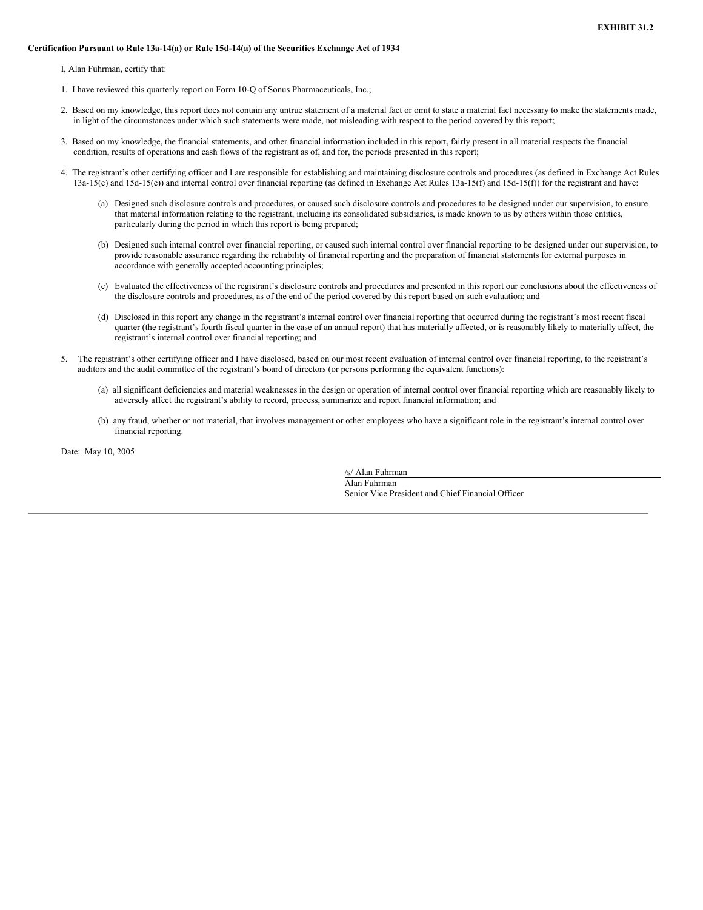**EXHIBIT 31.2**

**Certification Pursuant to Rule 13a-14(a) or Rule 15d-14(a) of the Securities Exchange Act of 1934**

I, Alan Fuhrman, certify that:

1. I have reviewed this quarterly report on Form 10-Q of Sonus Pharmaceuticals, Inc.;

2. Based on my knowledge, this report does not contain any untrue statement of a material fact or omit to state a material fact necessary to make the statements made, in light of the circumstances under which such statements were made, not misleading with respect to the period covered by this report;

3. Based on my knowledge, the financial statements, and other financial information included in this report, fairly present in all material respects the financial condition, results of operations and cash flows of the registrant as of, and for, the periods presented in this report;

4. The registrant's other certifying officer and I are responsible for establishing and maintaining disclosure controls and procedures (as defined in Exchange Act Rules 13a-15(e) and 15d-15(e)) and internal control over financial reporting (as defined in Exchange Act Rules 13a-15(f) and 15d-15(f)) for the registrant and have:

   (a) Designed such disclosure controls and procedures, or caused such disclosure controls and procedures to be designed under our supervision, to ensure that material information relating to the registrant, including its consolidated subsidiaries, is made known to us by others within those entities, particularly during the period in which this report is being prepared;

   (b) Designed such internal control over financial reporting, or caused such internal control over financial reporting to be designed under our supervision, to provide reasonable assurance regarding the reliability of financial reporting and the preparation of financial statements for external purposes in accordance with generally accepted accounting principles;

   (c) Evaluated the effectiveness of the registrant's disclosure controls and procedures and presented in this report our conclusions about the effectiveness of the disclosure controls and procedures, as of the end of the period covered by this report based on such evaluation; and

   (d) Disclosed in this report any change in the registrant's internal control over financial reporting that occurred during the registrant's most recent fiscal quarter (the registrant's fourth fiscal quarter in the case of an annual report) that has materially affected, or is reasonably likely to materially affect, the registrant's internal control over financial reporting; and

5. The registrant's other certifying officer and I have disclosed, based on our most recent evaluation of internal control over financial reporting, to the registrant's auditors and the audit committee of the registrant's board of directors (or persons performing the equivalent functions):

   (a) all significant deficiencies and material weaknesses in the design or operation of internal control over financial reporting which are reasonably likely to adversely affect the registrant's ability to record, process, summarize and report financial information; and

   (b) any fraud, whether or not material, that involves management or other employees who have a significant role in the registrant's internal control over financial reporting.

Date: May 10, 2005

/s/ Alan Fuhrman  
Alan Fuhrman  
Senior Vice President and Chief Financial Officer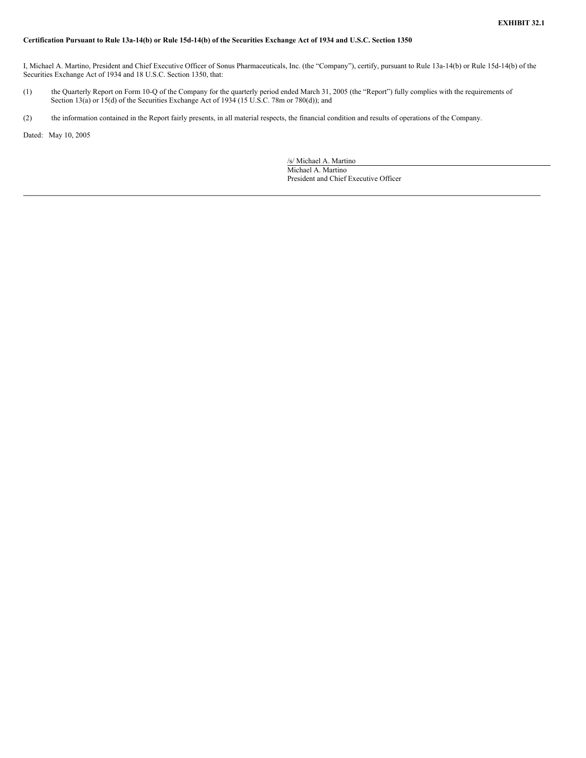**EXHIBIT 32.1**

**Certification Pursuant to Rule 13a-14(b) or Rule 15d-14(b) of the Securities Exchange Act of 1934 and U.S.C. Section 1350**

I, Michael A. Martino, President and Chief Executive Officer of Sonus Pharmaceuticals, Inc. (the “Company”), certify, pursuant to Rule 13a-14(b) or Rule 15d-14(b) of the Securities Exchange Act of 1934 and 18 U.S.C. Section 1350, that:

(1) the Quarterly Report on Form 10-Q of the Company for the quarterly period ended March 31, 2005 (the “Report”) fully complies with the requirements of Section 13(a) or 15(d) of the Securities Exchange Act of 1934 (15 U.S.C. 78m or 780(d)); and

(2) the information contained in the Report fairly presents, in all material respects, the financial condition and results of operations of the Company.

Dated: May 10, 2005

/s/ Michael A. Martino
Michael A. Martino
President and Chief Executive Officer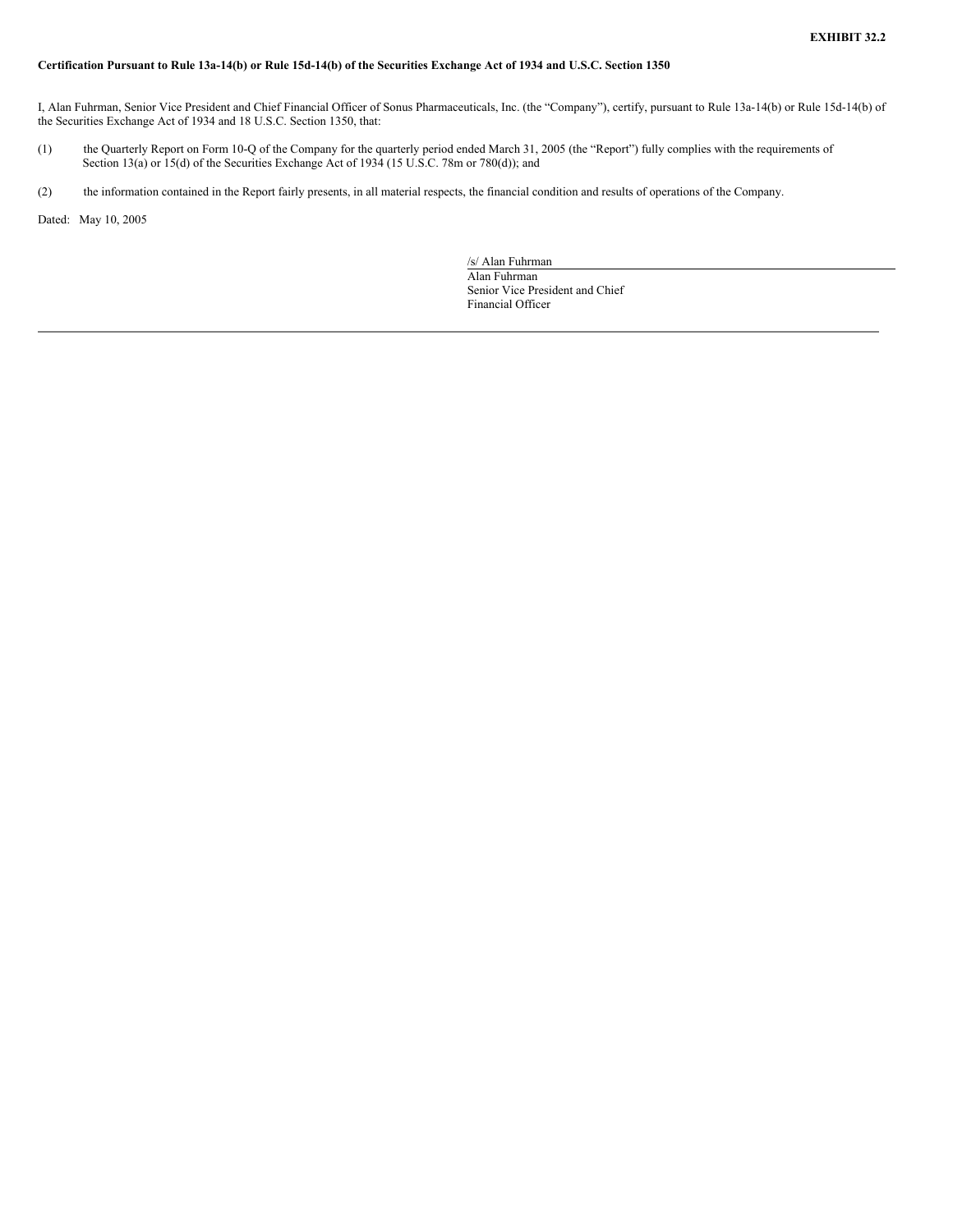**EXHIBIT 32.2**

**Certification Pursuant to Rule 13a-14(b) or Rule 15d-14(b) of the Securities Exchange Act of 1934 and U.S.C. Section 1350**

I, Alan Fuhrman, Senior Vice President and Chief Financial Officer of Sonus Pharmaceuticals, Inc. (the "Company"), certify, pursuant to Rule 13a-14(b) or Rule 15d-14(b) of the Securities Exchange Act of 1934 and 18 U.S.C. Section 1350, that:

(1) the Quarterly Report on Form 10-Q of the Company for the quarterly period ended March 31, 2005 (the "Report") fully complies with the requirements of Section 13(a) or 15(d) of the Securities Exchange Act of 1934 (15 U.S.C. 78m or 780(d)); and

(2) the information contained in the Report fairly presents, in all material respects, the financial condition and results of operations of the Company.

Dated: May 10, 2005

/s/ Alan Fuhrman

Alan Fuhrman
Senior Vice President and Chief Financial Officer